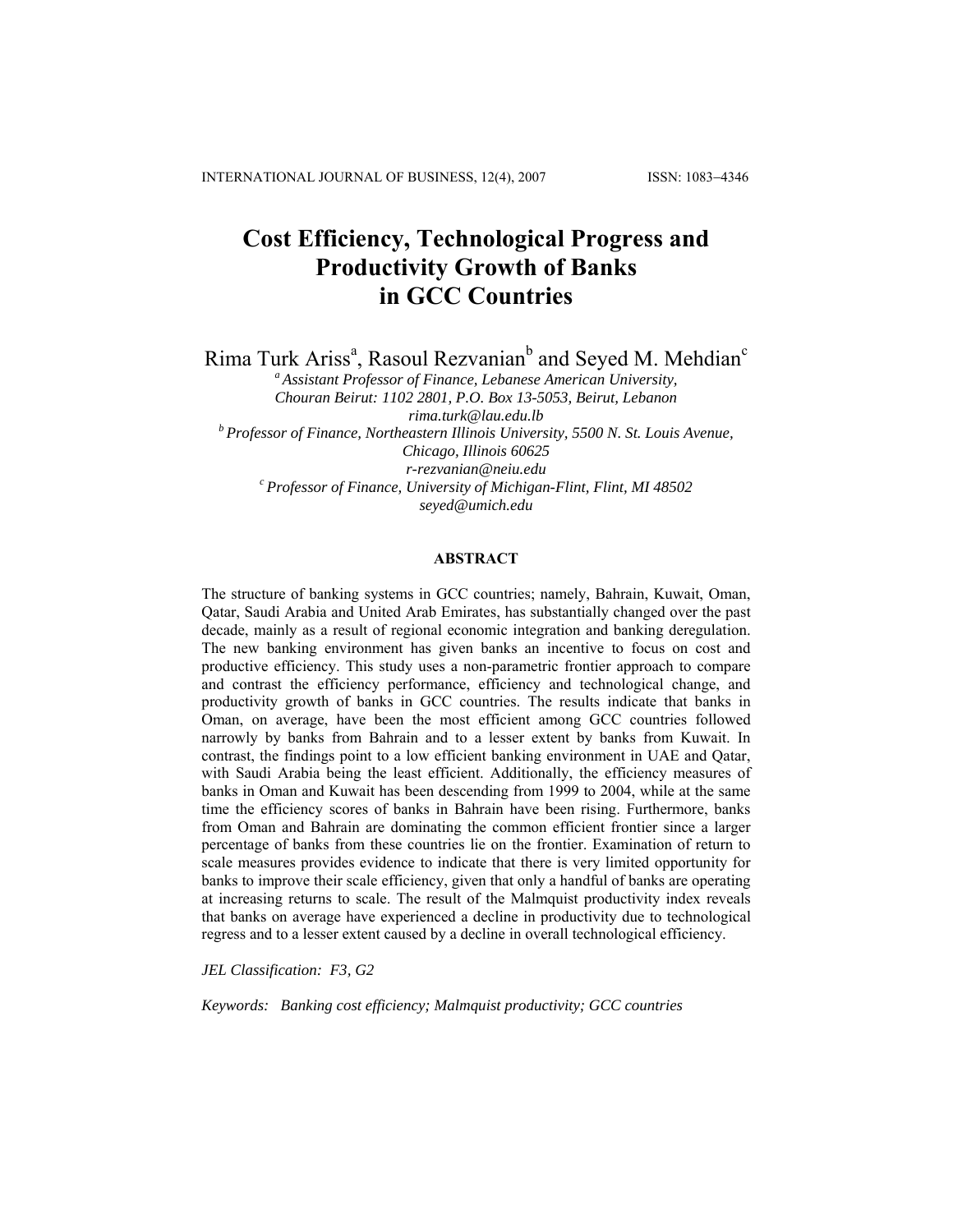# Cost Efficiency, Technological Progress and Productivity Growth of Banks in GCC Countries

Rima Turk Ariss[a], Rasoul Rezvanian[b] and Seyed M. Mehdian[c]

[a] *Assistant Professor of Finance, Lebanese American University, Chouran Beirut: 1102 2801, P.O. Box 13-5053, Beirut, Lebanon*
*rima.turk@lau.edu.lb*

[b] *Professor of Finance, Northeastern Illinois University, 5500 N. St. Louis Avenue, Chicago, Illinois 60625*
*r-rezvanian@neiu.edu*

[c] *Professor of Finance, University of Michigan-Flint, Flint, MI 48502*
*seyed@umich.edu*

## ABSTRACT

The structure of banking systems in GCC countries; namely, Bahrain, Kuwait, Oman, Qatar, Saudi Arabia and United Arab Emirates, has substantially changed over the past decade, mainly as a result of regional economic integration and banking deregulation. The new banking environment has given banks an incentive to focus on cost and productive efficiency. This study uses a non-parametric frontier approach to compare and contrast the efficiency performance, efficiency and technological change, and productivity growth of banks in GCC countries. The results indicate that banks in Oman, on average, have been the most efficient among GCC countries followed narrowly by banks from Bahrain and to a lesser extent by banks from Kuwait. In contrast, the findings point to a low efficient banking environment in UAE and Qatar, with Saudi Arabia being the least efficient. Additionally, the efficiency measures of banks in Oman and Kuwait has been descending from 1999 to 2004, while at the same time the efficiency scores of banks in Bahrain have been rising. Furthermore, banks from Oman and Bahrain are dominating the common efficient frontier since a larger percentage of banks from these countries lie on the frontier. Examination of return to scale measures provides evidence to indicate that there is very limited opportunity for banks to improve their scale efficiency, given that only a handful of banks are operating at increasing returns to scale. The result of the Malmquist productivity index reveals that banks on average have experienced a decline in productivity due to technological regress and to a lesser extent caused by a decline in overall technological efficiency.

*JEL Classification: F3, G2*

*Keywords: Banking cost efficiency; Malmquist productivity; GCC countries*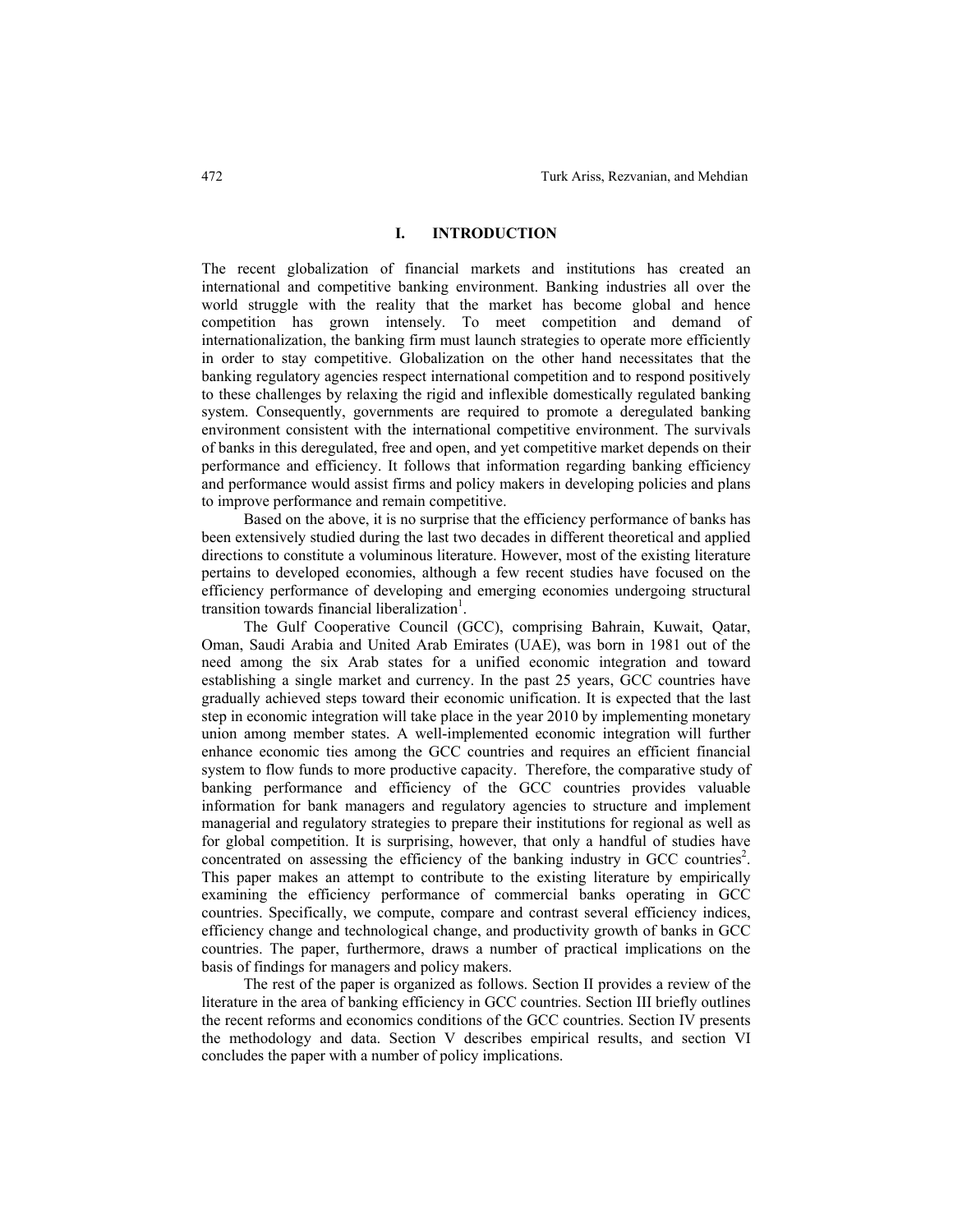## I. INTRODUCTION

The recent globalization of financial markets and institutions has created an international and competitive banking environment. Banking industries all over the world struggle with the reality that the market has become global and hence competition has grown intensely. To meet competition and demand of internationalization, the banking firm must launch strategies to operate more efficiently in order to stay competitive. Globalization on the other hand necessitates that the banking regulatory agencies respect international competition and to respond positively to these challenges by relaxing the rigid and inflexible domestically regulated banking system. Consequently, governments are required to promote a deregulated banking environment consistent with the international competitive environment. The survivals of banks in this deregulated, free and open, and yet competitive market depends on their performance and efficiency. It follows that information regarding banking efficiency and performance would assist firms and policy makers in developing policies and plans to improve performance and remain competitive.

Based on the above, it is no surprise that the efficiency performance of banks has been extensively studied during the last two decades in different theoretical and applied directions to constitute a voluminous literature. However, most of the existing literature pertains to developed economies, although a few recent studies have focused on the efficiency performance of developing and emerging economies undergoing structural transition towards financial liberalization[1].

The Gulf Cooperative Council (GCC), comprising Bahrain, Kuwait, Qatar, Oman, Saudi Arabia and United Arab Emirates (UAE), was born in 1981 out of the need among the six Arab states for a unified economic integration and toward establishing a single market and currency. In the past 25 years, GCC countries have gradually achieved steps toward their economic unification. It is expected that the last step in economic integration will take place in the year 2010 by implementing monetary union among member states. A well-implemented economic integration will further enhance economic ties among the GCC countries and requires an efficient financial system to flow funds to more productive capacity. Therefore, the comparative study of banking performance and efficiency of the GCC countries provides valuable information for bank managers and regulatory agencies to structure and implement managerial and regulatory strategies to prepare their institutions for regional as well as for global competition. It is surprising, however, that only a handful of studies have concentrated on assessing the efficiency of the banking industry in GCC countries[2]. This paper makes an attempt to contribute to the existing literature by empirically examining the efficiency performance of commercial banks operating in GCC countries. Specifically, we compute, compare and contrast several efficiency indices, efficiency change and technological change, and productivity growth of banks in GCC countries. The paper, furthermore, draws a number of practical implications on the basis of findings for managers and policy makers.

The rest of the paper is organized as follows. Section II provides a review of the literature in the area of banking efficiency in GCC countries. Section III briefly outlines the recent reforms and economics conditions of the GCC countries. Section IV presents the methodology and data. Section V describes empirical results, and section VI concludes the paper with a number of policy implications.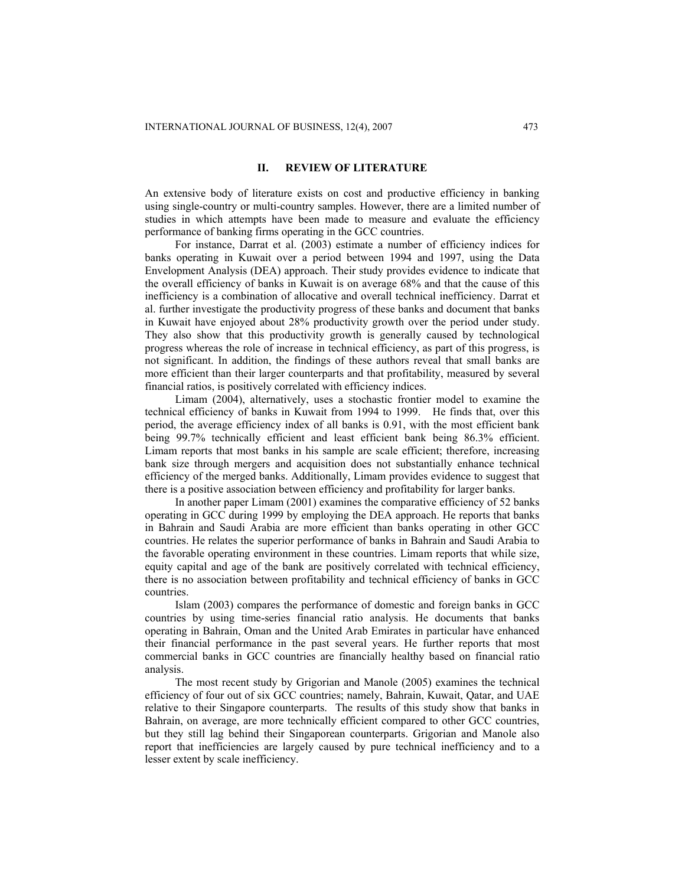## II. REVIEW OF LITERATURE

An extensive body of literature exists on cost and productive efficiency in banking using single-country or multi-country samples. However, there are a limited number of studies in which attempts have been made to measure and evaluate the efficiency performance of banking firms operating in the GCC countries.

For instance, Darrat et al. (2003) estimate a number of efficiency indices for banks operating in Kuwait over a period between 1994 and 1997, using the Data Envelopment Analysis (DEA) approach. Their study provides evidence to indicate that the overall efficiency of banks in Kuwait is on average 68% and that the cause of this inefficiency is a combination of allocative and overall technical inefficiency. Darrat et al. further investigate the productivity progress of these banks and document that banks in Kuwait have enjoyed about 28% productivity growth over the period under study. They also show that this productivity growth is generally caused by technological progress whereas the role of increase in technical efficiency, as part of this progress, is not significant. In addition, the findings of these authors reveal that small banks are more efficient than their larger counterparts and that profitability, measured by several financial ratios, is positively correlated with efficiency indices.

Limam (2004), alternatively, uses a stochastic frontier model to examine the technical efficiency of banks in Kuwait from 1994 to 1999. He finds that, over this period, the average efficiency index of all banks is 0.91, with the most efficient bank being 99.7% technically efficient and least efficient bank being 86.3% efficient. Limam reports that most banks in his sample are scale efficient; therefore, increasing bank size through mergers and acquisition does not substantially enhance technical efficiency of the merged banks. Additionally, Limam provides evidence to suggest that there is a positive association between efficiency and profitability for larger banks.

In another paper Limam (2001) examines the comparative efficiency of 52 banks operating in GCC during 1999 by employing the DEA approach. He reports that banks in Bahrain and Saudi Arabia are more efficient than banks operating in other GCC countries. He relates the superior performance of banks in Bahrain and Saudi Arabia to the favorable operating environment in these countries. Limam reports that while size, equity capital and age of the bank are positively correlated with technical efficiency, there is no association between profitability and technical efficiency of banks in GCC countries.

Islam (2003) compares the performance of domestic and foreign banks in GCC countries by using time-series financial ratio analysis. He documents that banks operating in Bahrain, Oman and the United Arab Emirates in particular have enhanced their financial performance in the past several years. He further reports that most commercial banks in GCC countries are financially healthy based on financial ratio analysis.

The most recent study by Grigorian and Manole (2005) examines the technical efficiency of four out of six GCC countries; namely, Bahrain, Kuwait, Qatar, and UAE relative to their Singapore counterparts. The results of this study show that banks in Bahrain, on average, are more technically efficient compared to other GCC countries, but they still lag behind their Singaporean counterparts. Grigorian and Manole also report that inefficiencies are largely caused by pure technical inefficiency and to a lesser extent by scale inefficiency.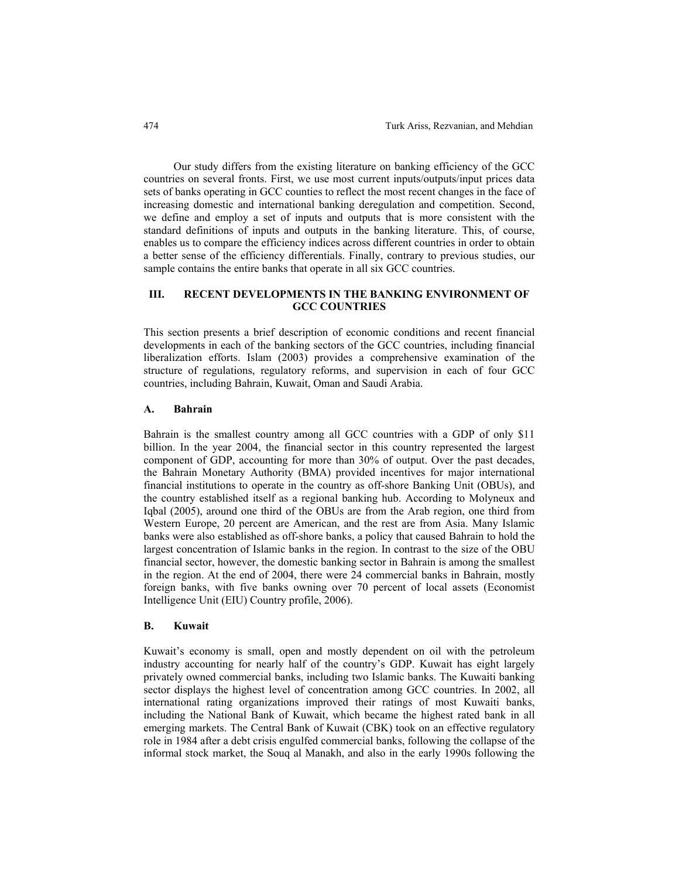Our study differs from the existing literature on banking efficiency of the GCC countries on several fronts. First, we use most current inputs/outputs/input prices data sets of banks operating in GCC counties to reflect the most recent changes in the face of increasing domestic and international banking deregulation and competition. Second, we define and employ a set of inputs and outputs that is more consistent with the standard definitions of inputs and outputs in the banking literature. This, of course, enables us to compare the efficiency indices across different countries in order to obtain a better sense of the efficiency differentials. Finally, contrary to previous studies, our sample contains the entire banks that operate in all six GCC countries.

## III. RECENT DEVELOPMENTS IN THE BANKING ENVIRONMENT OF GCC COUNTRIES

This section presents a brief description of economic conditions and recent financial developments in each of the banking sectors of the GCC countries, including financial liberalization efforts. Islam (2003) provides a comprehensive examination of the structure of regulations, regulatory reforms, and supervision in each of four GCC countries, including Bahrain, Kuwait, Oman and Saudi Arabia.

### A. Bahrain

Bahrain is the smallest country among all GCC countries with a GDP of only $11 billion. In the year 2004, the financial sector in this country represented the largest component of GDP, accounting for more than 30% of output. Over the past decades, the Bahrain Monetary Authority (BMA) provided incentives for major international financial institutions to operate in the country as off-shore Banking Unit (OBUs), and the country established itself as a regional banking hub. According to Molyneux and Iqbal (2005), around one third of the OBUs are from the Arab region, one third from Western Europe, 20 percent are American, and the rest are from Asia. Many Islamic banks were also established as off-shore banks, a policy that caused Bahrain to hold the largest concentration of Islamic banks in the region. In contrast to the size of the OBU financial sector, however, the domestic banking sector in Bahrain is among the smallest in the region. At the end of 2004, there were 24 commercial banks in Bahrain, mostly foreign banks, with five banks owning over 70 percent of local assets (Economist Intelligence Unit (EIU) Country profile, 2006).

### B. Kuwait

Kuwait's economy is small, open and mostly dependent on oil with the petroleum industry accounting for nearly half of the country's GDP. Kuwait has eight largely privately owned commercial banks, including two Islamic banks. The Kuwaiti banking sector displays the highest level of concentration among GCC countries. In 2002, all international rating organizations improved their ratings of most Kuwaiti banks, including the National Bank of Kuwait, which became the highest rated bank in all emerging markets. The Central Bank of Kuwait (CBK) took on an effective regulatory role in 1984 after a debt crisis engulfed commercial banks, following the collapse of the informal stock market, the Souq al Manakh, and also in the early 1990s following the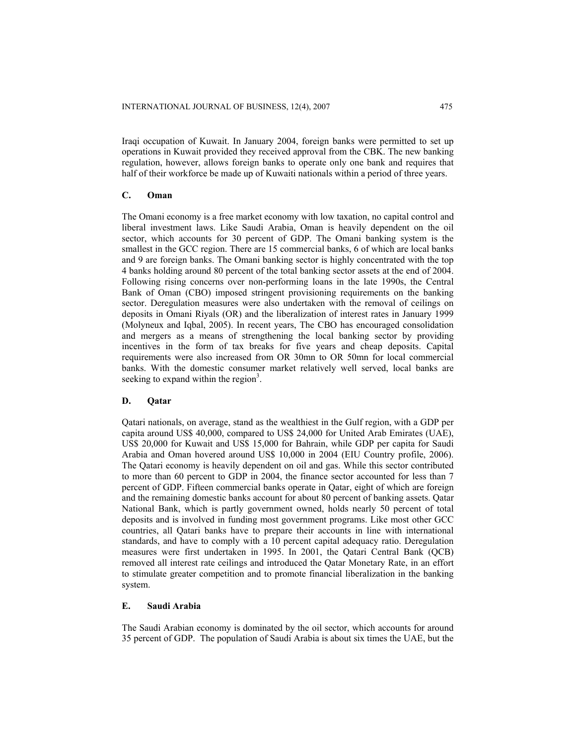Iraqi occupation of Kuwait. In January 2004, foreign banks were permitted to set up operations in Kuwait provided they received approval from the CBK. The new banking regulation, however, allows foreign banks to operate only one bank and requires that half of their workforce be made up of Kuwaiti nationals within a period of three years.

### C. Oman

The Omani economy is a free market economy with low taxation, no capital control and liberal investment laws. Like Saudi Arabia, Oman is heavily dependent on the oil sector, which accounts for 30 percent of GDP. The Omani banking system is the smallest in the GCC region. There are 15 commercial banks, 6 of which are local banks and 9 are foreign banks. The Omani banking sector is highly concentrated with the top 4 banks holding around 80 percent of the total banking sector assets at the end of 2004. Following rising concerns over non-performing loans in the late 1990s, the Central Bank of Oman (CBO) imposed stringent provisioning requirements on the banking sector. Deregulation measures were also undertaken with the removal of ceilings on deposits in Omani Riyals (OR) and the liberalization of interest rates in January 1999 (Molyneux and Iqbal, 2005). In recent years, The CBO has encouraged consolidation and mergers as a means of strengthening the local banking sector by providing incentives in the form of tax breaks for five years and cheap deposits. Capital requirements were also increased from OR 30mn to OR 50mn for local commercial banks. With the domestic consumer market relatively well served, local banks are seeking to expand within the region[3].

### D. Qatar

Qatari nationals, on average, stand as the wealthiest in the Gulf region, with a GDP per capita around US$ 40,000, compared to US$ 24,000 for United Arab Emirates (UAE), US$ 20,000 for Kuwait and US$ 15,000 for Bahrain, while GDP per capita for Saudi Arabia and Oman hovered around US$ 10,000 in 2004 (EIU Country profile, 2006). The Qatari economy is heavily dependent on oil and gas. While this sector contributed to more than 60 percent to GDP in 2004, the finance sector accounted for less than 7 percent of GDP. Fifteen commercial banks operate in Qatar, eight of which are foreign and the remaining domestic banks account for about 80 percent of banking assets. Qatar National Bank, which is partly government owned, holds nearly 50 percent of total deposits and is involved in funding most government programs. Like most other GCC countries, all Qatari banks have to prepare their accounts in line with international standards, and have to comply with a 10 percent capital adequacy ratio. Deregulation measures were first undertaken in 1995. In 2001, the Qatari Central Bank (QCB) removed all interest rate ceilings and introduced the Qatar Monetary Rate, in an effort to stimulate greater competition and to promote financial liberalization in the banking system.

### E. Saudi Arabia

The Saudi Arabian economy is dominated by the oil sector, which accounts for around 35 percent of GDP. The population of Saudi Arabia is about six times the UAE, but the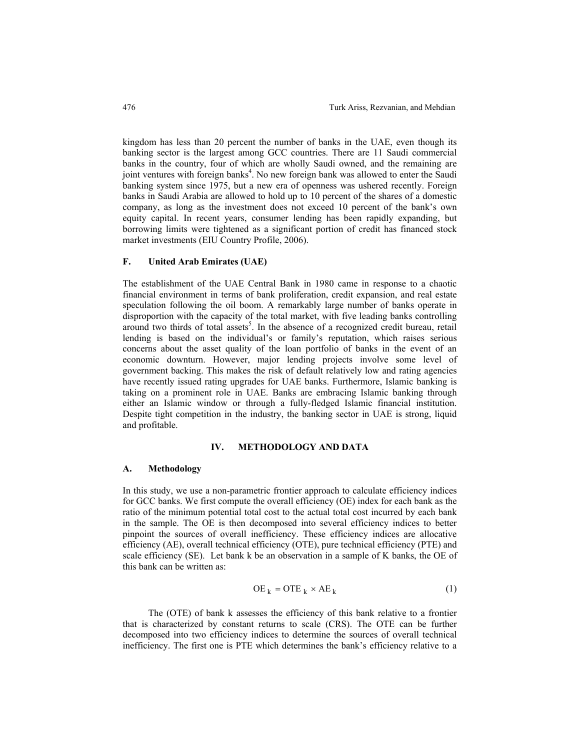kingdom has less than 20 percent the number of banks in the UAE, even though its banking sector is the largest among GCC countries. There are 11 Saudi commercial banks in the country, four of which are wholly Saudi owned, and the remaining are joint ventures with foreign banks[4]. No new foreign bank was allowed to enter the Saudi banking system since 1975, but a new era of openness was ushered recently. Foreign banks in Saudi Arabia are allowed to hold up to 10 percent of the shares of a domestic company, as long as the investment does not exceed 10 percent of the bank's own equity capital. In recent years, consumer lending has been rapidly expanding, but borrowing limits were tightened as a significant portion of credit has financed stock market investments (EIU Country Profile, 2006).

### F. United Arab Emirates (UAE)

The establishment of the UAE Central Bank in 1980 came in response to a chaotic financial environment in terms of bank proliferation, credit expansion, and real estate speculation following the oil boom. A remarkably large number of banks operate in disproportion with the capacity of the total market, with five leading banks controlling around two thirds of total assets[5]. In the absence of a recognized credit bureau, retail lending is based on the individual's or family's reputation, which raises serious concerns about the asset quality of the loan portfolio of banks in the event of an economic downturn. However, major lending projects involve some level of government backing. This makes the risk of default relatively low and rating agencies have recently issued rating upgrades for UAE banks. Furthermore, Islamic banking is taking on a prominent role in UAE. Banks are embracing Islamic banking through either an Islamic window or through a fully-fledged Islamic financial institution. Despite tight competition in the industry, the banking sector in UAE is strong, liquid and profitable.

## IV. METHODOLOGY AND DATA

### A. Methodology

In this study, we use a non-parametric frontier approach to calculate efficiency indices for GCC banks. We first compute the overall efficiency (OE) index for each bank as the ratio of the minimum potential total cost to the actual total cost incurred by each bank in the sample. The OE is then decomposed into several efficiency indices to better pinpoint the sources of overall inefficiency. These efficiency indices are allocative efficiency (AE), overall technical efficiency (OTE), pure technical efficiency (PTE) and scale efficiency (SE). Let bank k be an observation in a sample of K banks, the OE of this bank can be written as:

$$OE_k = OTE_k \times AE_k \tag{1}$$

The (OTE) of bank k assesses the efficiency of this bank relative to a frontier that is characterized by constant returns to scale (CRS). The OTE can be further decomposed into two efficiency indices to determine the sources of overall technical inefficiency. The first one is PTE which determines the bank's efficiency relative to a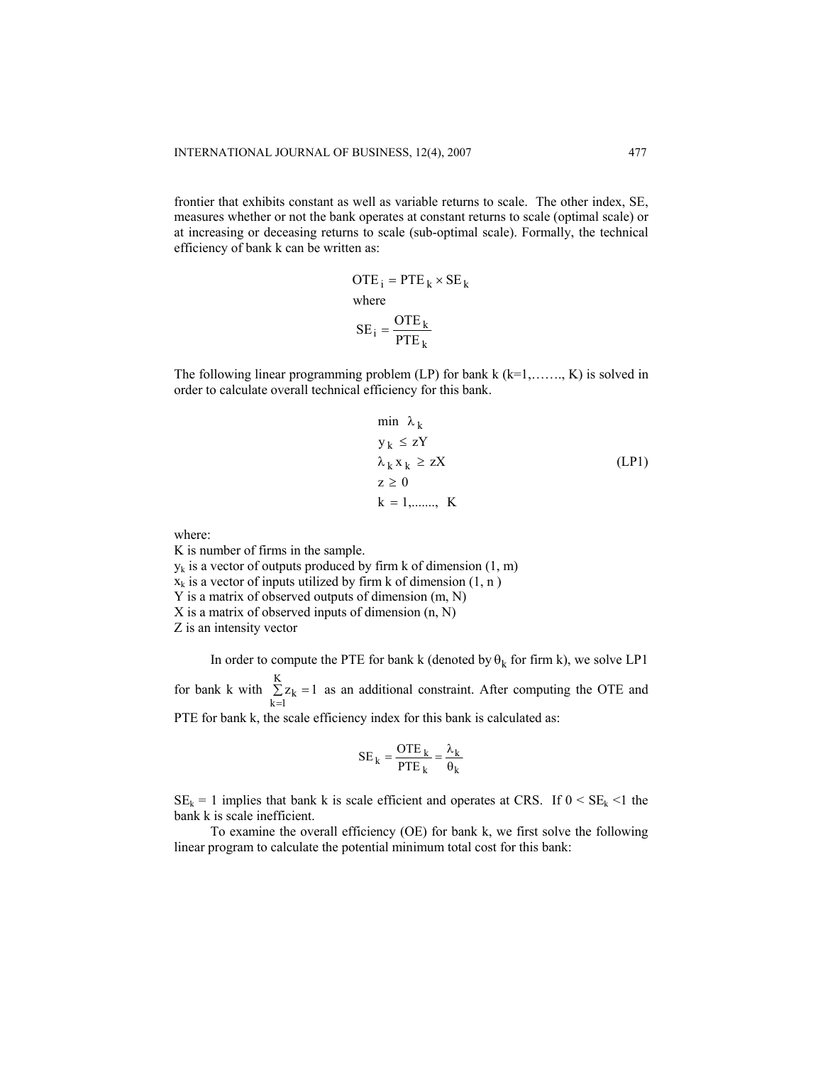frontier that exhibits constant as well as variable returns to scale. The other index, SE, measures whether or not the bank operates at constant returns to scale (optimal scale) or at increasing or deceasing returns to scale (sub-optimal scale). Formally, the technical efficiency of bank k can be written as:

$$OTE_i = PTE_k \times SE_k$$

where

$$SE_i = \frac{OTE_k}{PTE_k}$$

The following linear programming problem (LP) for bank k (k=1,……., K) is solved in order to calculate overall technical efficiency for this bank.

$$
\begin{aligned}
&\min \ \lambda_k \\
&y_k \le zY \\
&\lambda_k x_k \ge zX \qquad\qquad \text{(LP1)} \\
&z \ge 0 \\
&k = 1, \ldots\ldots, \ K
\end{aligned}
$$

where:

K is number of firms in the sample.

$y_k$ is a vector of outputs produced by firm k of dimension (1, m)

$x_k$ is a vector of inputs utilized by firm k of dimension (1, n )

Y is a matrix of observed outputs of dimension (m, N)

X is a matrix of observed inputs of dimension (n, N)

Z is an intensity vector

In order to compute the PTE for bank k (denoted by $\theta_k$ for firm k), we solve LP1 for bank k with $\sum_{k=1}^{K} z_k = 1$ as an additional constraint. After computing the OTE and PTE for bank k, the scale efficiency index for this bank is calculated as:

$$SE_k = \frac{OTE_k}{PTE_k} = \frac{\lambda_k}{\theta_k}$$

$SE_k = 1$ implies that bank k is scale efficient and operates at CRS. If $0 < SE_k < 1$ the bank k is scale inefficient.

To examine the overall efficiency (OE) for bank k, we first solve the following linear program to calculate the potential minimum total cost for this bank: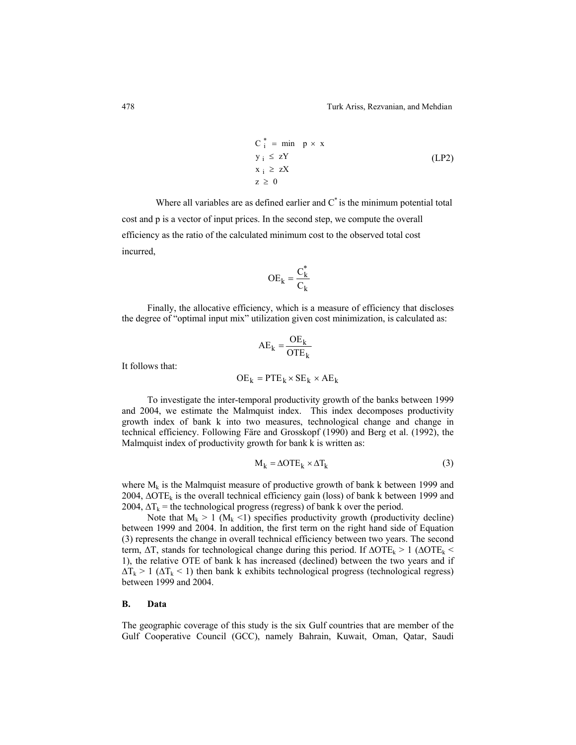$$
\begin{aligned}
C_i^* &= \min \quad p \times x \\
y_i &\leq zY \\
x_i &\geq zX \\
z &\geq 0
\end{aligned}
\tag{LP2}
$$

Where all variables are as defined earlier and $C^*$ is the minimum potential total cost and p is a vector of input prices. In the second step, we compute the overall efficiency as the ratio of the calculated minimum cost to the observed total cost incurred,

$$
OE_k = \frac{C_k^*}{C_k}
$$

Finally, the allocative efficiency, which is a measure of efficiency that discloses the degree of "optimal input mix" utilization given cost minimization, is calculated as:

$$
AE_k = \frac{OE_k}{OTE_k}
$$

It follows that:

$$
OE_k = PTE_k \times SE_k \times AE_k
$$

To investigate the inter-temporal productivity growth of the banks between 1999 and 2004, we estimate the Malmquist index. This index decomposes productivity growth index of bank k into two measures, technological change and change in technical efficiency. Following Färe and Grosskopf (1990) and Berg et al. (1992), the Malmquist index of productivity growth for bank k is written as:

$$
M_k = \Delta OTE_k \times \Delta T_k \tag{3}
$$

where $M_k$ is the Malmquist measure of productive growth of bank k between 1999 and 2004, $\Delta OTE_k$ is the overall technical efficiency gain (loss) of bank k between 1999 and 2004, $\Delta T_k$ = the technological progress (regress) of bank k over the period.

Note that $M_k > 1$ ($M_k < 1$) specifies productivity growth (productivity decline) between 1999 and 2004. In addition, the first term on the right hand side of Equation (3) represents the change in overall technical efficiency between two years. The second term, $\Delta T$, stands for technological change during this period. If $\Delta OTE_k > 1$ ($\Delta OTE_k < 1$), the relative OTE of bank k has increased (declined) between the two years and if $\Delta T_k > 1$ ($\Delta T_k < 1$) then bank k exhibits technological progress (technological regress) between 1999 and 2004.

### B. Data

The geographic coverage of this study is the six Gulf countries that are member of the Gulf Cooperative Council (GCC), namely Bahrain, Kuwait, Oman, Qatar, Saudi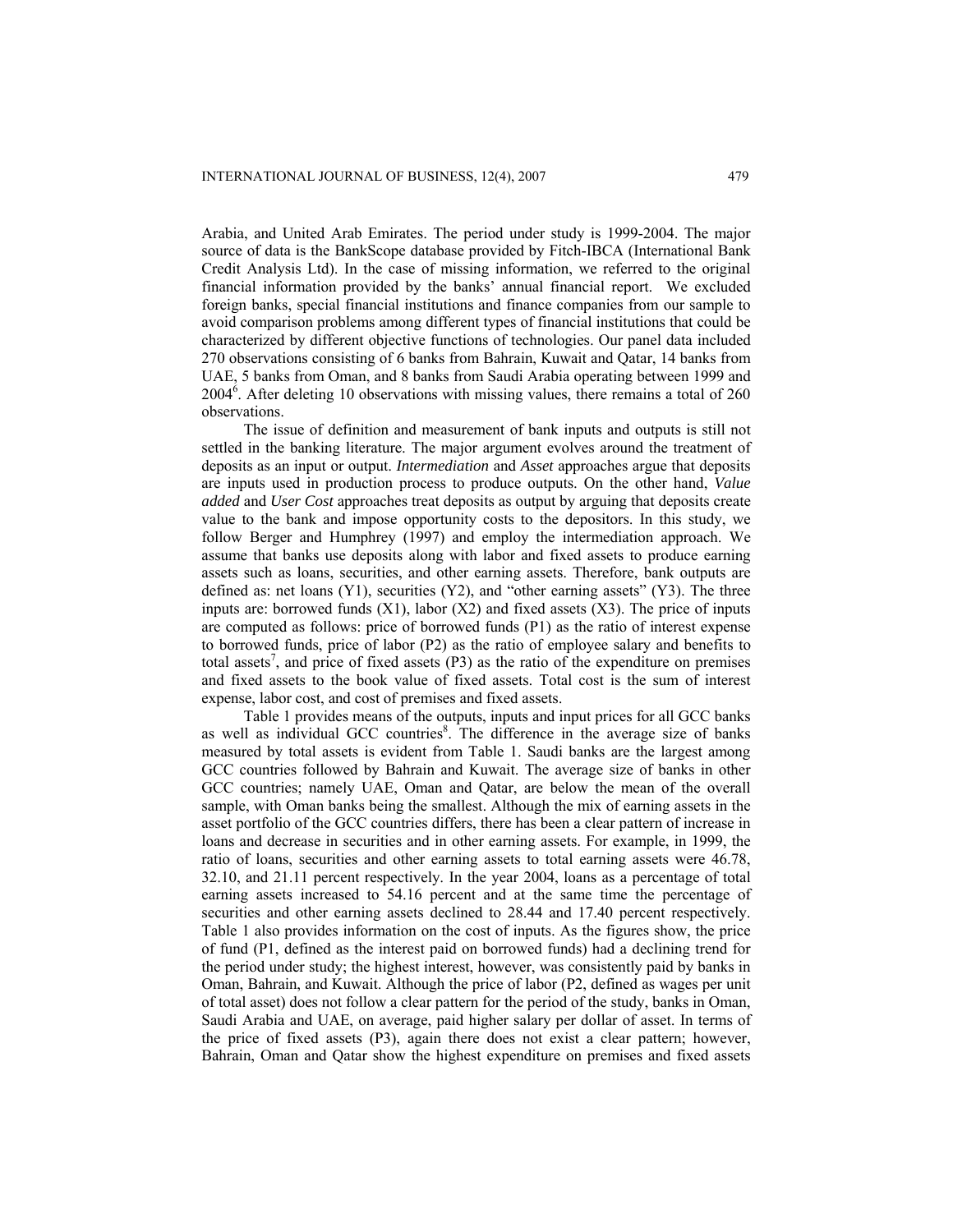Arabia, and United Arab Emirates. The period under study is 1999-2004. The major source of data is the BankScope database provided by Fitch-IBCA (International Bank Credit Analysis Ltd). In the case of missing information, we referred to the original financial information provided by the banks' annual financial report. We excluded foreign banks, special financial institutions and finance companies from our sample to avoid comparison problems among different types of financial institutions that could be characterized by different objective functions of technologies. Our panel data included 270 observations consisting of 6 banks from Bahrain, Kuwait and Qatar, 14 banks from UAE, 5 banks from Oman, and 8 banks from Saudi Arabia operating between 1999 and 2004[6]. After deleting 10 observations with missing values, there remains a total of 260 observations.

The issue of definition and measurement of bank inputs and outputs is still not settled in the banking literature. The major argument evolves around the treatment of deposits as an input or output. *Intermediation* and *Asset* approaches argue that deposits are inputs used in production process to produce outputs. On the other hand, *Value added* and *User Cost* approaches treat deposits as output by arguing that deposits create value to the bank and impose opportunity costs to the depositors. In this study, we follow Berger and Humphrey (1997) and employ the intermediation approach. We assume that banks use deposits along with labor and fixed assets to produce earning assets such as loans, securities, and other earning assets. Therefore, bank outputs are defined as: net loans (Y1), securities (Y2), and "other earning assets" (Y3). The three inputs are: borrowed funds (X1), labor (X2) and fixed assets (X3). The price of inputs are computed as follows: price of borrowed funds (P1) as the ratio of interest expense to borrowed funds, price of labor (P2) as the ratio of employee salary and benefits to total assets[7], and price of fixed assets (P3) as the ratio of the expenditure on premises and fixed assets to the book value of fixed assets. Total cost is the sum of interest expense, labor cost, and cost of premises and fixed assets.

Table 1 provides means of the outputs, inputs and input prices for all GCC banks as well as individual GCC countries[8]. The difference in the average size of banks measured by total assets is evident from Table 1. Saudi banks are the largest among GCC countries followed by Bahrain and Kuwait. The average size of banks in other GCC countries; namely UAE, Oman and Qatar, are below the mean of the overall sample, with Oman banks being the smallest. Although the mix of earning assets in the asset portfolio of the GCC countries differs, there has been a clear pattern of increase in loans and decrease in securities and in other earning assets. For example, in 1999, the ratio of loans, securities and other earning assets to total earning assets were 46.78, 32.10, and 21.11 percent respectively. In the year 2004, loans as a percentage of total earning assets increased to 54.16 percent and at the same time the percentage of securities and other earning assets declined to 28.44 and 17.40 percent respectively. Table 1 also provides information on the cost of inputs. As the figures show, the price of fund (P1, defined as the interest paid on borrowed funds) had a declining trend for the period under study; the highest interest, however, was consistently paid by banks in Oman, Bahrain, and Kuwait. Although the price of labor (P2, defined as wages per unit of total asset) does not follow a clear pattern for the period of the study, banks in Oman, Saudi Arabia and UAE, on average, paid higher salary per dollar of asset. In terms of the price of fixed assets (P3), again there does not exist a clear pattern; however, Bahrain, Oman and Qatar show the highest expenditure on premises and fixed assets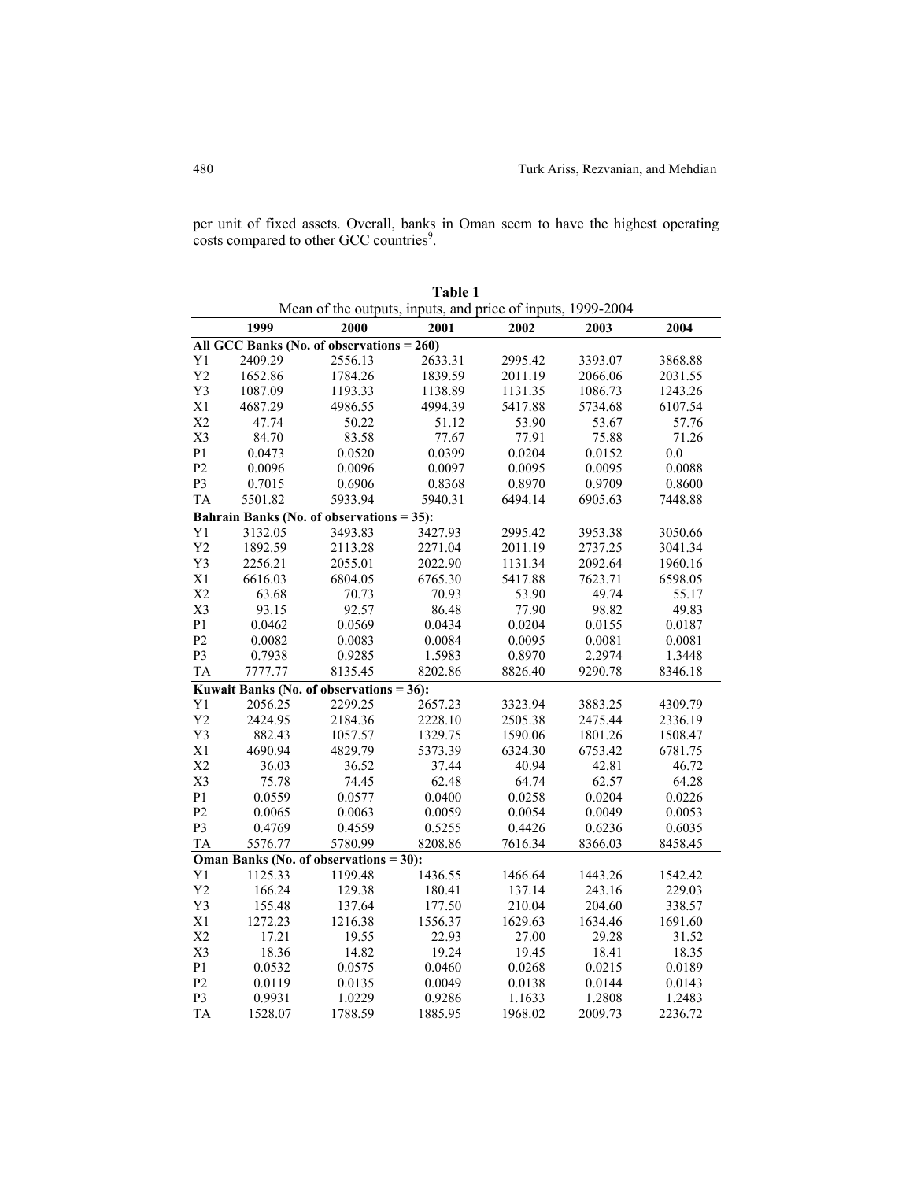per unit of fixed assets. Overall, banks in Oman seem to have the highest operating costs compared to other GCC countries[9].

**Table 1**

Mean of the outputs, inputs, and price of inputs, 1999-2004

| | 1999 | 2000 | 2001 | 2002 | 2003 | 2004 |
|---|---|---|---|---|---|---|
| **All GCC Banks (No. of observations = 260)** | | | | | | |
| Y1 | 2409.29 | 2556.13 | 2633.31 | 2995.42 | 3393.07 | 3868.88 |
| Y2 | 1652.86 | 1784.26 | 1839.59 | 2011.19 | 2066.06 | 2031.55 |
| Y3 | 1087.09 | 1193.33 | 1138.89 | 1131.35 | 1086.73 | 1243.26 |
| X1 | 4687.29 | 4986.55 | 4994.39 | 5417.88 | 5734.68 | 6107.54 |
| X2 | 47.74 | 50.22 | 51.12 | 53.90 | 53.67 | 57.76 |
| X3 | 84.70 | 83.58 | 77.67 | 77.91 | 75.88 | 71.26 |
| P1 | 0.0473 | 0.0520 | 0.0399 | 0.0204 | 0.0152 | 0.0 |
| P2 | 0.0096 | 0.0096 | 0.0097 | 0.0095 | 0.0095 | 0.0088 |
| P3 | 0.7015 | 0.6906 | 0.8368 | 0.8970 | 0.9709 | 0.8600 |
| TA | 5501.82 | 5933.94 | 5940.31 | 6494.14 | 6905.63 | 7448.88 |
| **Bahrain Banks (No. of observations = 35):** | | | | | | |
| Y1 | 3132.05 | 3493.83 | 3427.93 | 2995.42 | 3953.38 | 3050.66 |
| Y2 | 1892.59 | 2113.28 | 2271.04 | 2011.19 | 2737.25 | 3041.34 |
| Y3 | 2256.21 | 2055.01 | 2022.90 | 1131.34 | 2092.64 | 1960.16 |
| X1 | 6616.03 | 6804.05 | 6765.30 | 5417.88 | 7623.71 | 6598.05 |
| X2 | 63.68 | 70.73 | 70.93 | 53.90 | 49.74 | 55.17 |
| X3 | 93.15 | 92.57 | 86.48 | 77.90 | 98.82 | 49.83 |
| P1 | 0.0462 | 0.0569 | 0.0434 | 0.0204 | 0.0155 | 0.0187 |
| P2 | 0.0082 | 0.0083 | 0.0084 | 0.0095 | 0.0081 | 0.0081 |
| P3 | 0.7938 | 0.9285 | 1.5983 | 0.8970 | 2.2974 | 1.3448 |
| TA | 7777.77 | 8135.45 | 8202.86 | 8826.40 | 9290.78 | 8346.18 |
| **Kuwait Banks (No. of observations = 36):** | | | | | | |
| Y1 | 2056.25 | 2299.25 | 2657.23 | 3323.94 | 3883.25 | 4309.79 |
| Y2 | 2424.95 | 2184.36 | 2228.10 | 2505.38 | 2475.44 | 2336.19 |
| Y3 | 882.43 | 1057.57 | 1329.75 | 1590.06 | 1801.26 | 1508.47 |
| X1 | 4690.94 | 4829.79 | 5373.39 | 6324.30 | 6753.42 | 6781.75 |
| X2 | 36.03 | 36.52 | 37.44 | 40.94 | 42.81 | 46.72 |
| X3 | 75.78 | 74.45 | 62.48 | 64.74 | 62.57 | 64.28 |
| P1 | 0.0559 | 0.0577 | 0.0400 | 0.0258 | 0.0204 | 0.0226 |
| P2 | 0.0065 | 0.0063 | 0.0059 | 0.0054 | 0.0049 | 0.0053 |
| P3 | 0.4769 | 0.4559 | 0.5255 | 0.4426 | 0.6236 | 0.6035 |
| TA | 5576.77 | 5780.99 | 8208.86 | 7616.34 | 8366.03 | 8458.45 |
| **Oman Banks (No. of observations = 30):** | | | | | | |
| Y1 | 1125.33 | 1199.48 | 1436.55 | 1466.64 | 1443.26 | 1542.42 |
| Y2 | 166.24 | 129.38 | 180.41 | 137.14 | 243.16 | 229.03 |
| Y3 | 155.48 | 137.64 | 177.50 | 210.04 | 204.60 | 338.57 |
| X1 | 1272.23 | 1216.38 | 1556.37 | 1629.63 | 1634.46 | 1691.60 |
| X2 | 17.21 | 19.55 | 22.93 | 27.00 | 29.28 | 31.52 |
| X3 | 18.36 | 14.82 | 19.24 | 19.45 | 18.41 | 18.35 |
| P1 | 0.0532 | 0.0575 | 0.0460 | 0.0268 | 0.0215 | 0.0189 |
| P2 | 0.0119 | 0.0135 | 0.0049 | 0.0138 | 0.0144 | 0.0143 |
| P3 | 0.9931 | 1.0229 | 0.9286 | 1.1633 | 1.2808 | 1.2483 |
| TA | 1528.07 | 1788.59 | 1885.95 | 1968.02 | 2009.73 | 2236.72 |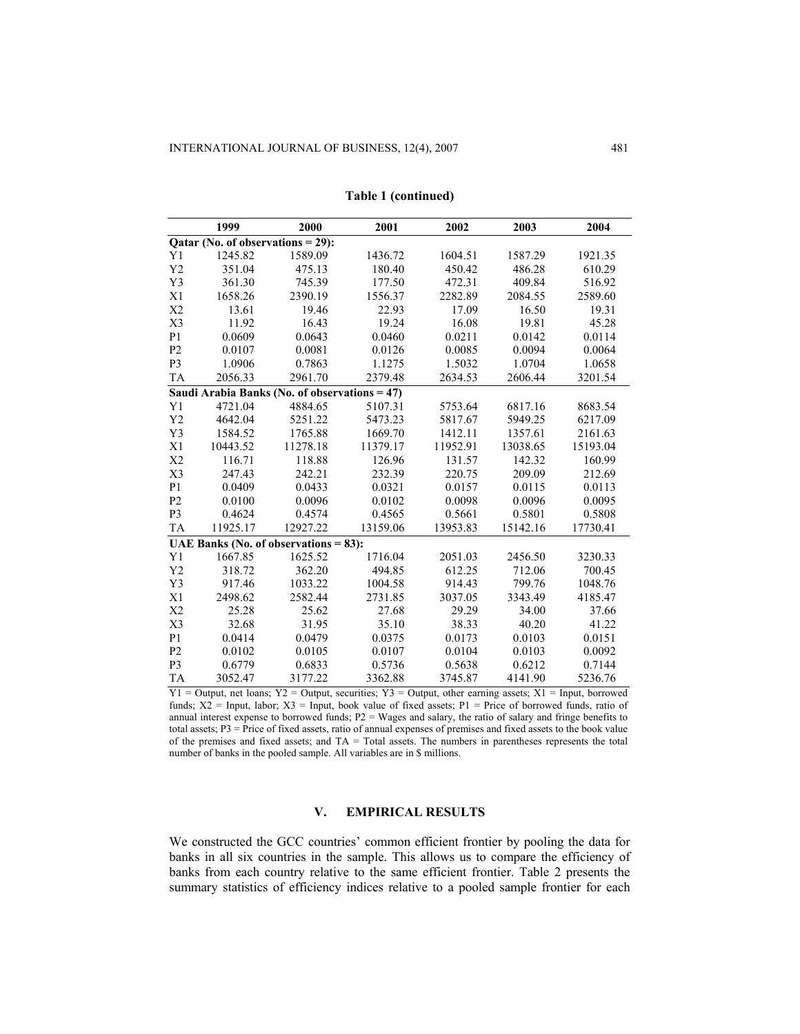**Table 1 (continued)**

| | 1999 | 2000 | 2001 | 2002 | 2003 | 2004 |
|---|---|---|---|---|---|---|
| **Qatar (No. of observations = 29):** | | | | | | |
| Y1 | 1245.82 | 1589.09 | 1436.72 | 1604.51 | 1587.29 | 1921.35 |
| Y2 | 351.04 | 475.13 | 180.40 | 450.42 | 486.28 | 610.29 |
| Y3 | 361.30 | 745.39 | 177.50 | 472.31 | 409.84 | 516.92 |
| X1 | 1658.26 | 2390.19 | 1556.37 | 2282.89 | 2084.55 | 2589.60 |
| X2 | 13.61 | 19.46 | 22.93 | 17.09 | 16.50 | 19.31 |
| X3 | 11.92 | 16.43 | 19.24 | 16.08 | 19.81 | 45.28 |
| P1 | 0.0609 | 0.0643 | 0.0460 | 0.0211 | 0.0142 | 0.0114 |
| P2 | 0.0107 | 0.0081 | 0.0126 | 0.0085 | 0.0094 | 0.0064 |
| P3 | 1.0906 | 0.7863 | 1.1275 | 1.5032 | 1.0704 | 1.0658 |
| TA | 2056.33 | 2961.70 | 2379.48 | 2634.53 | 2606.44 | 3201.54 |
| **Saudi Arabia Banks (No. of observations = 47)** | | | | | | |
| Y1 | 4721.04 | 4884.65 | 5107.31 | 5753.64 | 6817.16 | 8683.54 |
| Y2 | 4642.04 | 5251.22 | 5473.23 | 5817.67 | 5949.25 | 6217.09 |
| Y3 | 1584.52 | 1765.88 | 1669.70 | 1412.11 | 1357.61 | 2161.63 |
| X1 | 10443.52 | 11278.18 | 11379.17 | 11952.91 | 13038.65 | 15193.04 |
| X2 | 116.71 | 118.88 | 126.96 | 131.57 | 142.32 | 160.99 |
| X3 | 247.43 | 242.21 | 232.39 | 220.75 | 209.09 | 212.69 |
| P1 | 0.0409 | 0.0433 | 0.0321 | 0.0157 | 0.0115 | 0.0113 |
| P2 | 0.0100 | 0.0096 | 0.0102 | 0.0098 | 0.0096 | 0.0095 |
| P3 | 0.4624 | 0.4574 | 0.4565 | 0.5661 | 0.5801 | 0.5808 |
| TA | 11925.17 | 12927.22 | 13159.06 | 13953.83 | 15142.16 | 17730.41 |
| **UAE Banks (No. of observations = 83):** | | | | | | |
| Y1 | 1667.85 | 1625.52 | 1716.04 | 2051.03 | 2456.50 | 3230.33 |
| Y2 | 318.72 | 362.20 | 494.85 | 612.25 | 712.06 | 700.45 |
| Y3 | 917.46 | 1033.22 | 1004.58 | 914.43 | 799.76 | 1048.76 |
| X1 | 2498.62 | 2582.44 | 2731.85 | 3037.05 | 3343.49 | 4185.47 |
| X2 | 25.28 | 25.62 | 27.68 | 29.29 | 34.00 | 37.66 |
| X3 | 32.68 | 31.95 | 35.10 | 38.33 | 40.20 | 41.22 |
| P1 | 0.0414 | 0.0479 | 0.0375 | 0.0173 | 0.0103 | 0.0151 |
| P2 | 0.0102 | 0.0105 | 0.0107 | 0.0104 | 0.0103 | 0.0092 |
| P3 | 0.6779 | 0.6833 | 0.5736 | 0.5638 | 0.6212 | 0.7144 |
| TA | 3052.47 | 3177.22 | 3362.88 | 3745.87 | 4141.90 | 5236.76 |

Y1 = Output, net loans; Y2 = Output, securities; Y3 = Output, other earning assets; X1 = Input, borrowed funds; X2 = Input, labor; X3 = Input, book value of fixed assets; P1 = Price of borrowed funds, ratio of annual interest expense to borrowed funds; P2 = Wages and salary, the ratio of salary and fringe benefits to total assets; P3 = Price of fixed assets, ratio of annual expenses of premises and fixed assets to the book value of the premises and fixed assets; and TA = Total assets. The numbers in parentheses represents the total number of banks in the pooled sample. All variables are in $ millions.

## V. EMPIRICAL RESULTS

We constructed the GCC countries' common efficient frontier by pooling the data for banks in all six countries in the sample. This allows us to compare the efficiency of banks from each country relative to the same efficient frontier. Table 2 presents the summary statistics of efficiency indices relative to a pooled sample frontier for each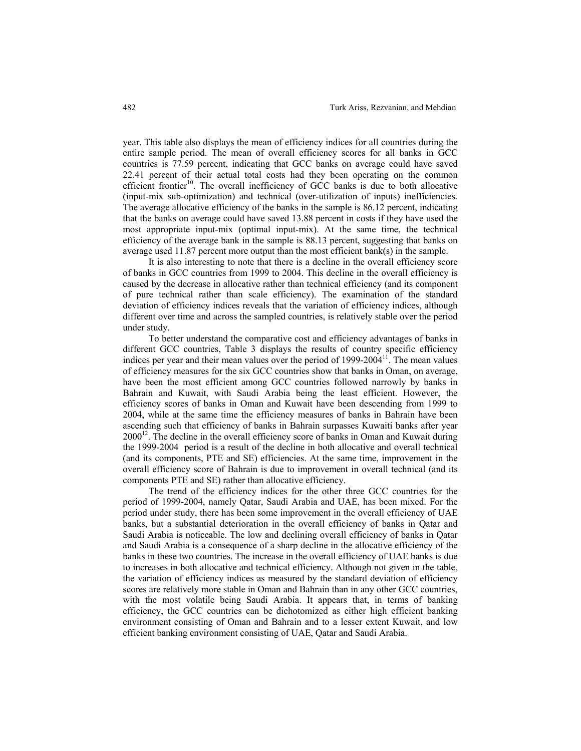year. This table also displays the mean of efficiency indices for all countries during the entire sample period. The mean of overall efficiency scores for all banks in GCC countries is 77.59 percent, indicating that GCC banks on average could have saved 22.41 percent of their actual total costs had they been operating on the common efficient frontier[10]. The overall inefficiency of GCC banks is due to both allocative (input-mix sub-optimization) and technical (over-utilization of inputs) inefficiencies. The average allocative efficiency of the banks in the sample is 86.12 percent, indicating that the banks on average could have saved 13.88 percent in costs if they have used the most appropriate input-mix (optimal input-mix). At the same time, the technical efficiency of the average bank in the sample is 88.13 percent, suggesting that banks on average used 11.87 percent more output than the most efficient bank(s) in the sample.

It is also interesting to note that there is a decline in the overall efficiency score of banks in GCC countries from 1999 to 2004. This decline in the overall efficiency is caused by the decrease in allocative rather than technical efficiency (and its component of pure technical rather than scale efficiency). The examination of the standard deviation of efficiency indices reveals that the variation of efficiency indices, although different over time and across the sampled countries, is relatively stable over the period under study.

To better understand the comparative cost and efficiency advantages of banks in different GCC countries, Table 3 displays the results of country specific efficiency indices per year and their mean values over the period of 1999-2004[11]. The mean values of efficiency measures for the six GCC countries show that banks in Oman, on average, have been the most efficient among GCC countries followed narrowly by banks in Bahrain and Kuwait, with Saudi Arabia being the least efficient. However, the efficiency scores of banks in Oman and Kuwait have been descending from 1999 to 2004, while at the same time the efficiency measures of banks in Bahrain have been ascending such that efficiency of banks in Bahrain surpasses Kuwaiti banks after year 2000[12]. The decline in the overall efficiency score of banks in Oman and Kuwait during the 1999-2004 period is a result of the decline in both allocative and overall technical (and its components, PTE and SE) efficiencies. At the same time, improvement in the overall efficiency score of Bahrain is due to improvement in overall technical (and its components PTE and SE) rather than allocative efficiency.

The trend of the efficiency indices for the other three GCC countries for the period of 1999-2004, namely Qatar, Saudi Arabia and UAE, has been mixed. For the period under study, there has been some improvement in the overall efficiency of UAE banks, but a substantial deterioration in the overall efficiency of banks in Qatar and Saudi Arabia is noticeable. The low and declining overall efficiency of banks in Qatar and Saudi Arabia is a consequence of a sharp decline in the allocative efficiency of the banks in these two countries. The increase in the overall efficiency of UAE banks is due to increases in both allocative and technical efficiency. Although not given in the table, the variation of efficiency indices as measured by the standard deviation of efficiency scores are relatively more stable in Oman and Bahrain than in any other GCC countries, with the most volatile being Saudi Arabia. It appears that, in terms of banking efficiency, the GCC countries can be dichotomized as either high efficient banking environment consisting of Oman and Bahrain and to a lesser extent Kuwait, and low efficient banking environment consisting of UAE, Qatar and Saudi Arabia.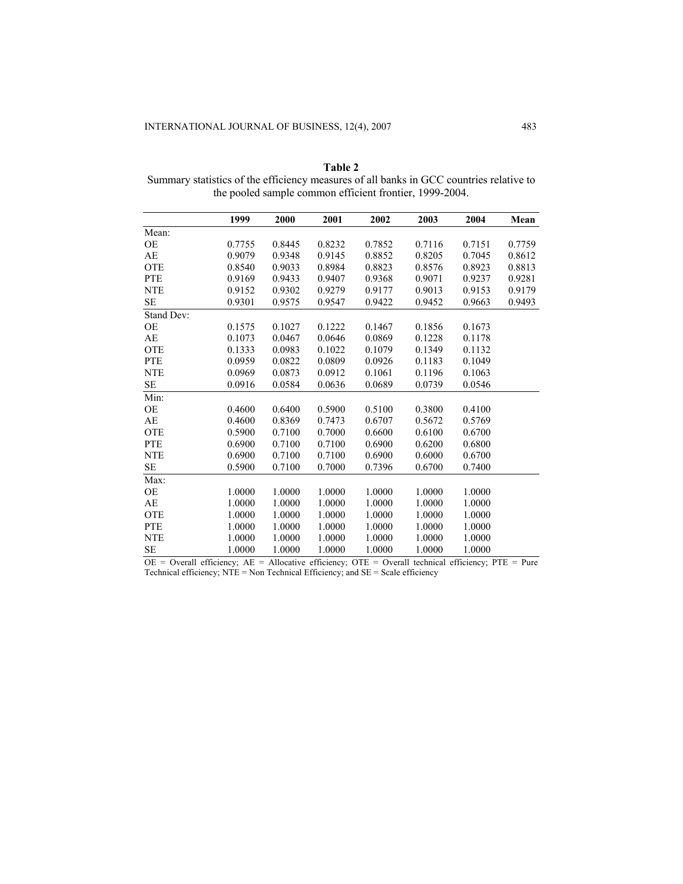**Table 2**
Summary statistics of the efficiency measures of all banks in GCC countries relative to the pooled sample common efficient frontier, 1999-2004.

| | 1999 | 2000 | 2001 | 2002 | 2003 | 2004 | Mean |
|---|---|---|---|---|---|---|---|
| Mean: | | | | | | | |
| OE | 0.7755 | 0.8445 | 0.8232 | 0.7852 | 0.7116 | 0.7151 | 0.7759 |
| AE | 0.9079 | 0.9348 | 0.9145 | 0.8852 | 0.8205 | 0.7045 | 0.8612 |
| OTE | 0.8540 | 0.9033 | 0.8984 | 0.8823 | 0.8576 | 0.8923 | 0.8813 |
| PTE | 0.9169 | 0.9433 | 0.9407 | 0.9368 | 0.9071 | 0.9237 | 0.9281 |
| NTE | 0.9152 | 0.9302 | 0.9279 | 0.9177 | 0.9013 | 0.9153 | 0.9179 |
| SE | 0.9301 | 0.9575 | 0.9547 | 0.9422 | 0.9452 | 0.9663 | 0.9493 |
| Stand Dev: | | | | | | | |
| OE | 0.1575 | 0.1027 | 0.1222 | 0.1467 | 0.1856 | 0.1673 | |
| AE | 0.1073 | 0.0467 | 0.0646 | 0.0869 | 0.1228 | 0.1178 | |
| OTE | 0.1333 | 0.0983 | 0.1022 | 0.1079 | 0.1349 | 0.1132 | |
| PTE | 0.0959 | 0.0822 | 0.0809 | 0.0926 | 0.1183 | 0.1049 | |
| NTE | 0.0969 | 0.0873 | 0.0912 | 0.1061 | 0.1196 | 0.1063 | |
| SE | 0.0916 | 0.0584 | 0.0636 | 0.0689 | 0.0739 | 0.0546 | |
| Min: | | | | | | | |
| OE | 0.4600 | 0.6400 | 0.5900 | 0.5100 | 0.3800 | 0.4100 | |
| AE | 0.4600 | 0.8369 | 0.7473 | 0.6707 | 0.5672 | 0.5769 | |
| OTE | 0.5900 | 0.7100 | 0.7000 | 0.6600 | 0.6100 | 0.6700 | |
| PTE | 0.6900 | 0.7100 | 0.7100 | 0.6900 | 0.6200 | 0.6800 | |
| NTE | 0.6900 | 0.7100 | 0.7100 | 0.6900 | 0.6000 | 0.6700 | |
| SE | 0.5900 | 0.7100 | 0.7000 | 0.7396 | 0.6700 | 0.7400 | |
| Max: | | | | | | | |
| OE | 1.0000 | 1.0000 | 1.0000 | 1.0000 | 1.0000 | 1.0000 | |
| AE | 1.0000 | 1.0000 | 1.0000 | 1.0000 | 1.0000 | 1.0000 | |
| OTE | 1.0000 | 1.0000 | 1.0000 | 1.0000 | 1.0000 | 1.0000 | |
| PTE | 1.0000 | 1.0000 | 1.0000 | 1.0000 | 1.0000 | 1.0000 | |
| NTE | 1.0000 | 1.0000 | 1.0000 | 1.0000 | 1.0000 | 1.0000 | |
| SE | 1.0000 | 1.0000 | 1.0000 | 1.0000 | 1.0000 | 1.0000 | |

OE = Overall efficiency; AE = Allocative efficiency; OTE = Overall technical efficiency; PTE = Pure Technical efficiency; NTE = Non Technical Efficiency; and SE = Scale efficiency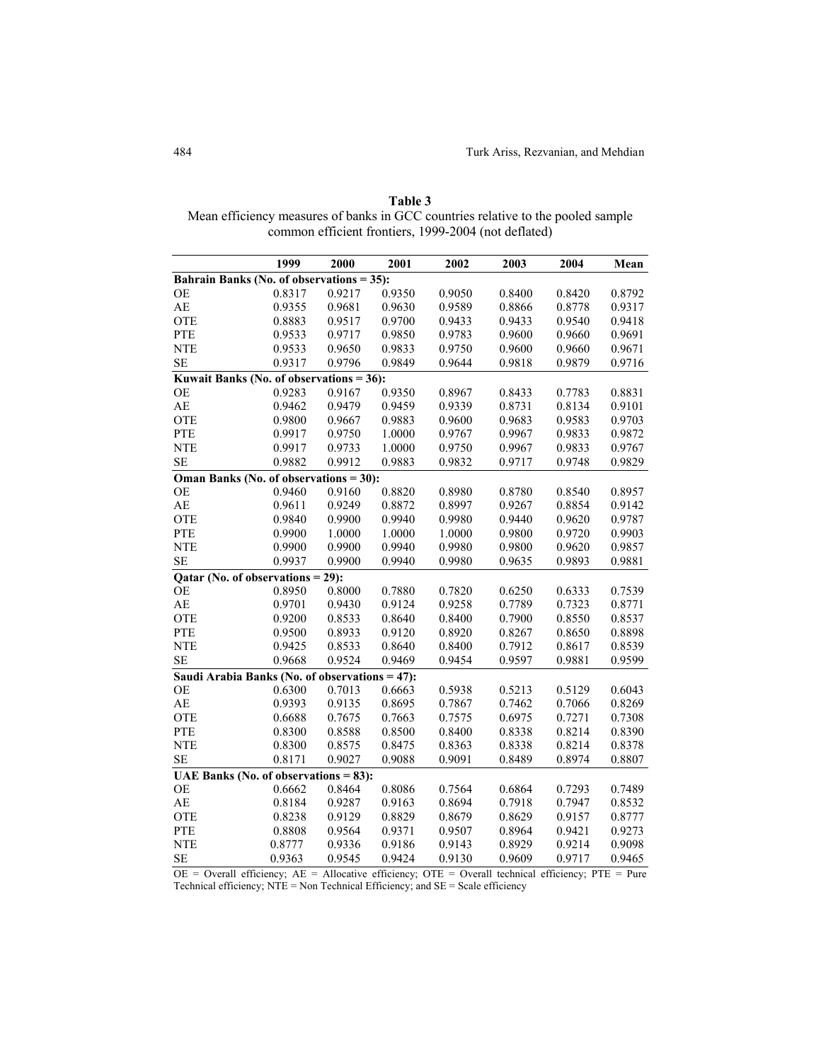**Table 3**
Mean efficiency measures of banks in GCC countries relative to the pooled sample common efficient frontiers, 1999-2004 (not deflated)

| | 1999 | 2000 | 2001 | 2002 | 2003 | 2004 | Mean |
|---|---|---|---|---|---|---|---|
| **Bahrain Banks (No. of observations = 35):** | | | | | | | |
| OE | 0.8317 | 0.9217 | 0.9350 | 0.9050 | 0.8400 | 0.8420 | 0.8792 |
| AE | 0.9355 | 0.9681 | 0.9630 | 0.9589 | 0.8866 | 0.8778 | 0.9317 |
| OTE | 0.8883 | 0.9517 | 0.9700 | 0.9433 | 0.9433 | 0.9540 | 0.9418 |
| PTE | 0.9533 | 0.9717 | 0.9850 | 0.9783 | 0.9600 | 0.9660 | 0.9691 |
| NTE | 0.9533 | 0.9650 | 0.9833 | 0.9750 | 0.9600 | 0.9660 | 0.9671 |
| SE | 0.9317 | 0.9796 | 0.9849 | 0.9644 | 0.9818 | 0.9879 | 0.9716 |
| **Kuwait Banks (No. of observations = 36):** | | | | | | | |
| OE | 0.9283 | 0.9167 | 0.9350 | 0.8967 | 0.8433 | 0.7783 | 0.8831 |
| AE | 0.9462 | 0.9479 | 0.9459 | 0.9339 | 0.8731 | 0.8134 | 0.9101 |
| OTE | 0.9800 | 0.9667 | 0.9883 | 0.9600 | 0.9683 | 0.9583 | 0.9703 |
| PTE | 0.9917 | 0.9750 | 1.0000 | 0.9767 | 0.9967 | 0.9833 | 0.9872 |
| NTE | 0.9917 | 0.9733 | 1.0000 | 0.9750 | 0.9967 | 0.9833 | 0.9767 |
| SE | 0.9882 | 0.9912 | 0.9883 | 0.9832 | 0.9717 | 0.9748 | 0.9829 |
| **Oman Banks (No. of observations = 30):** | | | | | | | |
| OE | 0.9460 | 0.9160 | 0.8820 | 0.8980 | 0.8780 | 0.8540 | 0.8957 |
| AE | 0.9611 | 0.9249 | 0.8872 | 0.8997 | 0.9267 | 0.8854 | 0.9142 |
| OTE | 0.9840 | 0.9900 | 0.9940 | 0.9980 | 0.9440 | 0.9620 | 0.9787 |
| PTE | 0.9900 | 1.0000 | 1.0000 | 1.0000 | 0.9800 | 0.9720 | 0.9903 |
| NTE | 0.9900 | 0.9900 | 0.9940 | 0.9980 | 0.9800 | 0.9620 | 0.9857 |
| SE | 0.9937 | 0.9900 | 0.9940 | 0.9980 | 0.9635 | 0.9893 | 0.9881 |
| **Qatar (No. of observations = 29):** | | | | | | | |
| OE | 0.8950 | 0.8000 | 0.7880 | 0.7820 | 0.6250 | 0.6333 | 0.7539 |
| AE | 0.9701 | 0.9430 | 0.9124 | 0.9258 | 0.7789 | 0.7323 | 0.8771 |
| OTE | 0.9200 | 0.8533 | 0.8640 | 0.8400 | 0.7900 | 0.8550 | 0.8537 |
| PTE | 0.9500 | 0.8933 | 0.9120 | 0.8920 | 0.8267 | 0.8650 | 0.8898 |
| NTE | 0.9425 | 0.8533 | 0.8640 | 0.8400 | 0.7912 | 0.8617 | 0.8539 |
| SE | 0.9668 | 0.9524 | 0.9469 | 0.9454 | 0.9597 | 0.9881 | 0.9599 |
| **Saudi Arabia Banks (No. of observations = 47):** | | | | | | | |
| OE | 0.6300 | 0.7013 | 0.6663 | 0.5938 | 0.5213 | 0.5129 | 0.6043 |
| AE | 0.9393 | 0.9135 | 0.8695 | 0.7867 | 0.7462 | 0.7066 | 0.8269 |
| OTE | 0.6688 | 0.7675 | 0.7663 | 0.7575 | 0.6975 | 0.7271 | 0.7308 |
| PTE | 0.8300 | 0.8588 | 0.8500 | 0.8400 | 0.8338 | 0.8214 | 0.8390 |
| NTE | 0.8300 | 0.8575 | 0.8475 | 0.8363 | 0.8338 | 0.8214 | 0.8378 |
| SE | 0.8171 | 0.9027 | 0.9088 | 0.9091 | 0.8489 | 0.8974 | 0.8807 |
| **UAE Banks (No. of observations = 83):** | | | | | | | |
| OE | 0.6662 | 0.8464 | 0.8086 | 0.7564 | 0.6864 | 0.7293 | 0.7489 |
| AE | 0.8184 | 0.9287 | 0.9163 | 0.8694 | 0.7918 | 0.7947 | 0.8532 |
| OTE | 0.8238 | 0.9129 | 0.8829 | 0.8679 | 0.8629 | 0.9157 | 0.8777 |
| PTE | 0.8808 | 0.9564 | 0.9371 | 0.9507 | 0.8964 | 0.9421 | 0.9273 |
| NTE | 0.8777 | 0.9336 | 0.9186 | 0.9143 | 0.8929 | 0.9214 | 0.9098 |
| SE | 0.9363 | 0.9545 | 0.9424 | 0.9130 | 0.9609 | 0.9717 | 0.9465 |

OE = Overall efficiency; AE = Allocative efficiency; OTE = Overall technical efficiency; PTE = Pure Technical efficiency; NTE = Non Technical Efficiency; and SE = Scale efficiency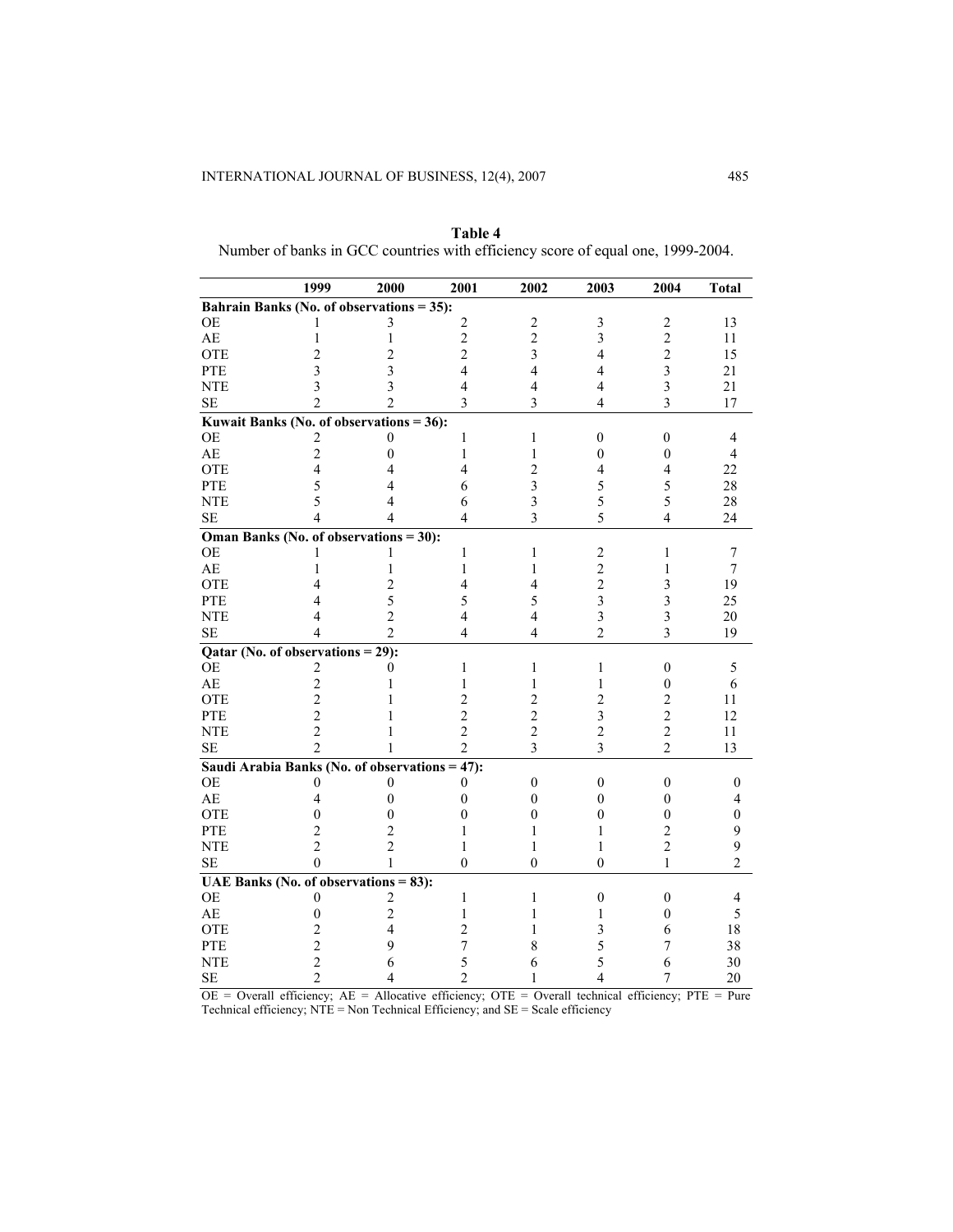**Table 4**

Number of banks in GCC countries with efficiency score of equal one, 1999-2004.

| | 1999 | 2000 | 2001 | 2002 | 2003 | 2004 | Total |
|---|---|---|---|---|---|---|---|
| **Bahrain Banks (No. of observations = 35):** | | | | | | | |
| OE | 1 | 3 | 2 | 2 | 3 | 2 | 13 |
| AE | 1 | 1 | 2 | 2 | 3 | 2 | 11 |
| OTE | 2 | 2 | 2 | 3 | 4 | 2 | 15 |
| PTE | 3 | 3 | 4 | 4 | 4 | 3 | 21 |
| NTE | 3 | 3 | 4 | 4 | 4 | 3 | 21 |
| SE | 2 | 2 | 3 | 3 | 4 | 3 | 17 |
| **Kuwait Banks (No. of observations = 36):** | | | | | | | |
| OE | 2 | 0 | 1 | 1 | 0 | 0 | 4 |
| AE | 2 | 0 | 1 | 1 | 0 | 0 | 4 |
| OTE | 4 | 4 | 4 | 2 | 4 | 4 | 22 |
| PTE | 5 | 4 | 6 | 3 | 5 | 5 | 28 |
| NTE | 5 | 4 | 6 | 3 | 5 | 5 | 28 |
| SE | 4 | 4 | 4 | 3 | 5 | 4 | 24 |
| **Oman Banks (No. of observations = 30):** | | | | | | | |
| OE | 1 | 1 | 1 | 1 | 2 | 1 | 7 |
| AE | 1 | 1 | 1 | 1 | 2 | 1 | 7 |
| OTE | 4 | 2 | 4 | 4 | 2 | 3 | 19 |
| PTE | 4 | 5 | 5 | 5 | 3 | 3 | 25 |
| NTE | 4 | 2 | 4 | 4 | 3 | 3 | 20 |
| SE | 4 | 2 | 4 | 4 | 2 | 3 | 19 |
| **Qatar (No. of observations = 29):** | | | | | | | |
| OE | 2 | 0 | 1 | 1 | 1 | 0 | 5 |
| AE | 2 | 1 | 1 | 1 | 1 | 0 | 6 |
| OTE | 2 | 1 | 2 | 2 | 2 | 2 | 11 |
| PTE | 2 | 1 | 2 | 2 | 3 | 2 | 12 |
| NTE | 2 | 1 | 2 | 2 | 2 | 2 | 11 |
| SE | 2 | 1 | 2 | 3 | 3 | 2 | 13 |
| **Saudi Arabia Banks (No. of observations = 47):** | | | | | | | |
| OE | 0 | 0 | 0 | 0 | 0 | 0 | 0 |
| AE | 4 | 0 | 0 | 0 | 0 | 0 | 4 |
| OTE | 0 | 0 | 0 | 0 | 0 | 0 | 0 |
| PTE | 2 | 2 | 1 | 1 | 1 | 2 | 9 |
| NTE | 2 | 2 | 1 | 1 | 1 | 2 | 9 |
| SE | 0 | 1 | 0 | 0 | 0 | 1 | 2 |
| **UAE Banks (No. of observations = 83):** | | | | | | | |
| OE | 0 | 2 | 1 | 1 | 0 | 0 | 4 |
| AE | 0 | 2 | 1 | 1 | 1 | 0 | 5 |
| OTE | 2 | 4 | 2 | 1 | 3 | 6 | 18 |
| PTE | 2 | 9 | 7 | 8 | 5 | 7 | 38 |
| NTE | 2 | 6 | 5 | 6 | 5 | 6 | 30 |
| SE | 2 | 4 | 2 | 1 | 4 | 7 | 20 |

OE = Overall efficiency; AE = Allocative efficiency; OTE = Overall technical efficiency; PTE = Pure Technical efficiency; NTE = Non Technical Efficiency; and SE = Scale efficiency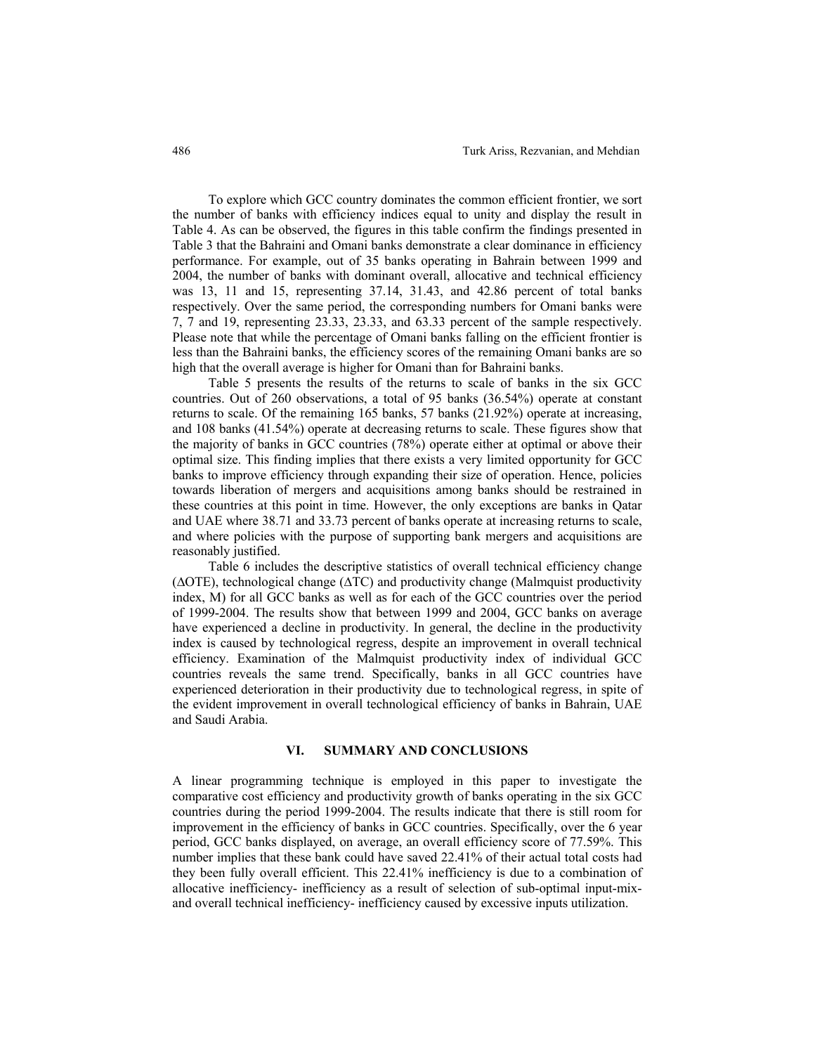To explore which GCC country dominates the common efficient frontier, we sort the number of banks with efficiency indices equal to unity and display the result in Table 4. As can be observed, the figures in this table confirm the findings presented in Table 3 that the Bahraini and Omani banks demonstrate a clear dominance in efficiency performance. For example, out of 35 banks operating in Bahrain between 1999 and 2004, the number of banks with dominant overall, allocative and technical efficiency was 13, 11 and 15, representing 37.14, 31.43, and 42.86 percent of total banks respectively. Over the same period, the corresponding numbers for Omani banks were 7, 7 and 19, representing 23.33, 23.33, and 63.33 percent of the sample respectively. Please note that while the percentage of Omani banks falling on the efficient frontier is less than the Bahraini banks, the efficiency scores of the remaining Omani banks are so high that the overall average is higher for Omani than for Bahraini banks.

Table 5 presents the results of the returns to scale of banks in the six GCC countries. Out of 260 observations, a total of 95 banks (36.54%) operate at constant returns to scale. Of the remaining 165 banks, 57 banks (21.92%) operate at increasing, and 108 banks (41.54%) operate at decreasing returns to scale. These figures show that the majority of banks in GCC countries (78%) operate either at optimal or above their optimal size. This finding implies that there exists a very limited opportunity for GCC banks to improve efficiency through expanding their size of operation. Hence, policies towards liberation of mergers and acquisitions among banks should be restrained in these countries at this point in time. However, the only exceptions are banks in Qatar and UAE where 38.71 and 33.73 percent of banks operate at increasing returns to scale, and where policies with the purpose of supporting bank mergers and acquisitions are reasonably justified.

Table 6 includes the descriptive statistics of overall technical efficiency change ($\Delta$OTE), technological change ($\Delta$TC) and productivity change (Malmquist productivity index, M) for all GCC banks as well as for each of the GCC countries over the period of 1999-2004. The results show that between 1999 and 2004, GCC banks on average have experienced a decline in productivity. In general, the decline in the productivity index is caused by technological regress, despite an improvement in overall technical efficiency. Examination of the Malmquist productivity index of individual GCC countries reveals the same trend. Specifically, banks in all GCC countries have experienced deterioration in their productivity due to technological regress, in spite of the evident improvement in overall technological efficiency of banks in Bahrain, UAE and Saudi Arabia.

## VI. SUMMARY AND CONCLUSIONS

A linear programming technique is employed in this paper to investigate the comparative cost efficiency and productivity growth of banks operating in the six GCC countries during the period 1999-2004. The results indicate that there is still room for improvement in the efficiency of banks in GCC countries. Specifically, over the 6 year period, GCC banks displayed, on average, an overall efficiency score of 77.59%. This number implies that these bank could have saved 22.41% of their actual total costs had they been fully overall efficient. This 22.41% inefficiency is due to a combination of allocative inefficiency- inefficiency as a result of selection of sub-optimal input-mix- and overall technical inefficiency- inefficiency caused by excessive inputs utilization.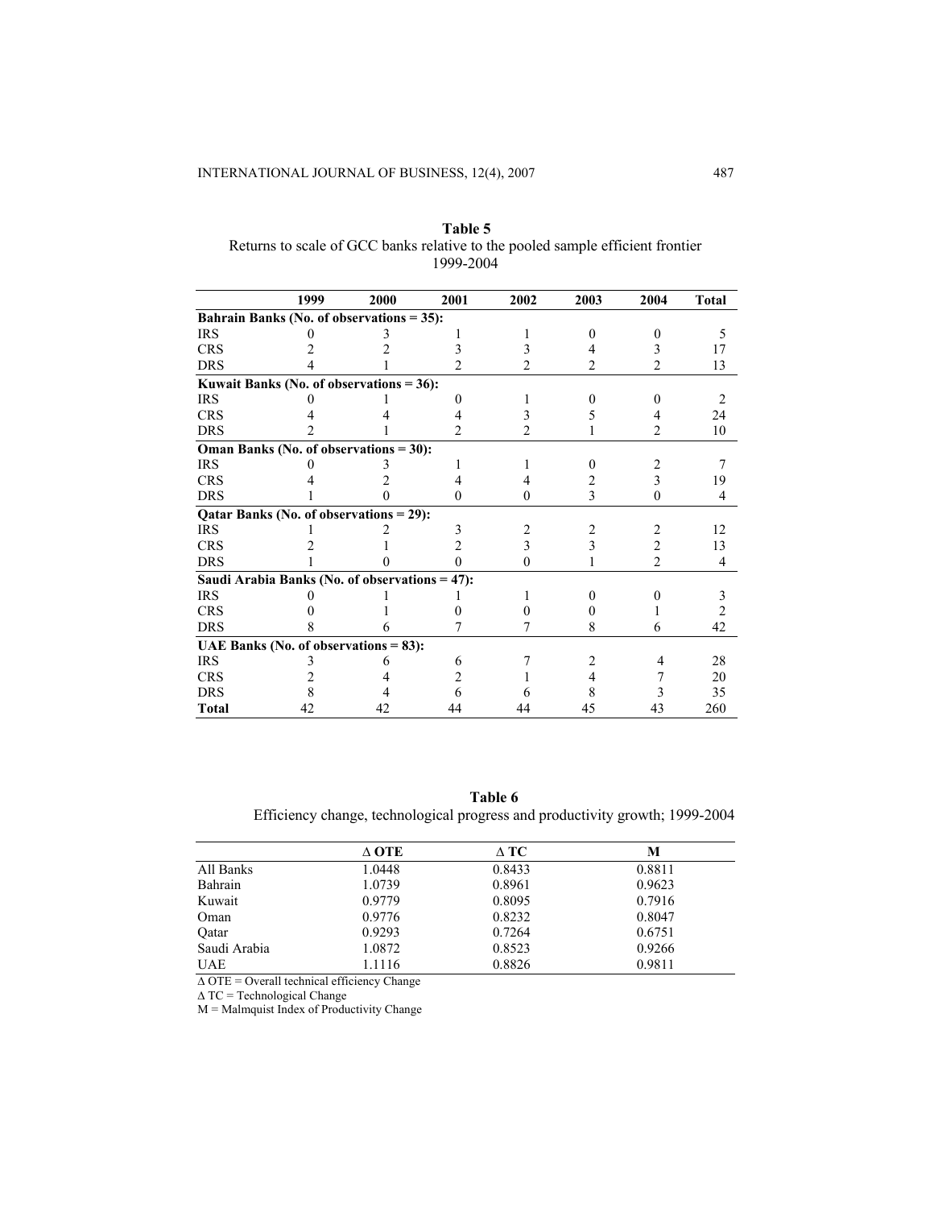**Table 5**
Returns to scale of GCC banks relative to the pooled sample efficient frontier 1999-2004

| | 1999 | 2000 | 2001 | 2002 | 2003 | 2004 | Total |
|---|---|---|---|---|---|---|---|
| **Bahrain Banks (No. of observations = 35):** | | | | | | | |
| IRS | 0 | 3 | 1 | 1 | 0 | 0 | 5 |
| CRS | 2 | 2 | 3 | 3 | 4 | 3 | 17 |
| DRS | 4 | 1 | 2 | 2 | 2 | 2 | 13 |
| **Kuwait Banks (No. of observations = 36):** | | | | | | | |
| IRS | 0 | 1 | 0 | 1 | 0 | 0 | 2 |
| CRS | 4 | 4 | 4 | 3 | 5 | 4 | 24 |
| DRS | 2 | 1 | 2 | 2 | 1 | 2 | 10 |
| **Oman Banks (No. of observations = 30):** | | | | | | | |
| IRS | 0 | 3 | 1 | 1 | 0 | 2 | 7 |
| CRS | 4 | 2 | 4 | 4 | 2 | 3 | 19 |
| DRS | 1 | 0 | 0 | 0 | 3 | 0 | 4 |
| **Qatar Banks (No. of observations = 29):** | | | | | | | |
| IRS | 1 | 2 | 3 | 2 | 2 | 2 | 12 |
| CRS | 2 | 1 | 2 | 3 | 3 | 2 | 13 |
| DRS | 1 | 0 | 0 | 0 | 1 | 2 | 4 |
| **Saudi Arabia Banks (No. of observations = 47):** | | | | | | | |
| IRS | 0 | 1 | 1 | 1 | 0 | 0 | 3 |
| CRS | 0 | 1 | 0 | 0 | 0 | 1 | 2 |
| DRS | 8 | 6 | 7 | 7 | 8 | 6 | 42 |
| **UAE Banks (No. of observations = 83):** | | | | | | | |
| IRS | 3 | 6 | 6 | 7 | 2 | 4 | 28 |
| CRS | 2 | 4 | 2 | 1 | 4 | 7 | 20 |
| DRS | 8 | 4 | 6 | 6 | 8 | 3 | 35 |
| **Total** | 42 | 42 | 44 | 44 | 45 | 43 | 260 |

**Table 6**
Efficiency change, technological progress and productivity growth; 1999-2004

| | Δ OTE | Δ TC | M |
|---|---|---|---|
| All Banks | 1.0448 | 0.8433 | 0.8811 |
| Bahrain | 1.0739 | 0.8961 | 0.9623 |
| Kuwait | 0.9779 | 0.8095 | 0.7916 |
| Oman | 0.9776 | 0.8232 | 0.8047 |
| Qatar | 0.9293 | 0.7264 | 0.6751 |
| Saudi Arabia | 1.0872 | 0.8523 | 0.9266 |
| UAE | 1.1116 | 0.8826 | 0.9811 |

Δ OTE = Overall technical efficiency Change
Δ TC = Technological Change
M = Malmquist Index of Productivity Change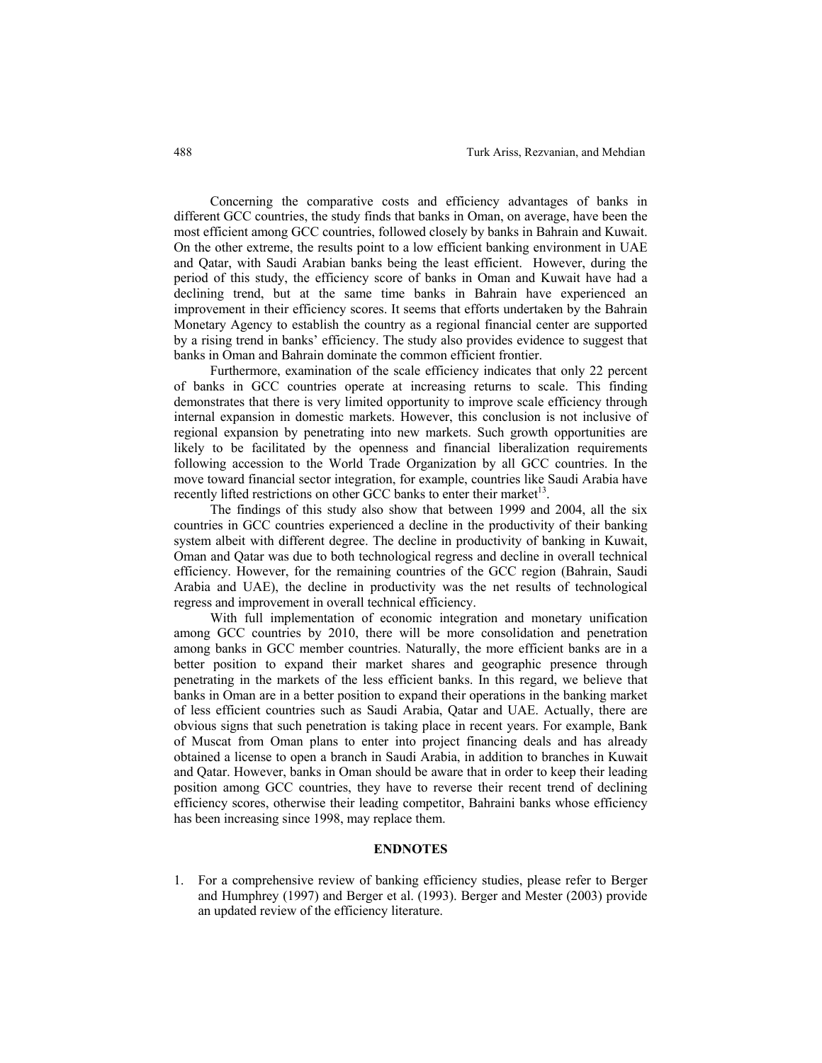Concerning the comparative costs and efficiency advantages of banks in different GCC countries, the study finds that banks in Oman, on average, have been the most efficient among GCC countries, followed closely by banks in Bahrain and Kuwait. On the other extreme, the results point to a low efficient banking environment in UAE and Qatar, with Saudi Arabian banks being the least efficient. However, during the period of this study, the efficiency score of banks in Oman and Kuwait have had a declining trend, but at the same time banks in Bahrain have experienced an improvement in their efficiency scores. It seems that efforts undertaken by the Bahrain Monetary Agency to establish the country as a regional financial center are supported by a rising trend in banks' efficiency. The study also provides evidence to suggest that banks in Oman and Bahrain dominate the common efficient frontier.

Furthermore, examination of the scale efficiency indicates that only 22 percent of banks in GCC countries operate at increasing returns to scale. This finding demonstrates that there is very limited opportunity to improve scale efficiency through internal expansion in domestic markets. However, this conclusion is not inclusive of regional expansion by penetrating into new markets. Such growth opportunities are likely to be facilitated by the openness and financial liberalization requirements following accession to the World Trade Organization by all GCC countries. In the move toward financial sector integration, for example, countries like Saudi Arabia have recently lifted restrictions on other GCC banks to enter their market[13].

The findings of this study also show that between 1999 and 2004, all the six countries in GCC countries experienced a decline in the productivity of their banking system albeit with different degree. The decline in productivity of banking in Kuwait, Oman and Qatar was due to both technological regress and decline in overall technical efficiency. However, for the remaining countries of the GCC region (Bahrain, Saudi Arabia and UAE), the decline in productivity was the net results of technological regress and improvement in overall technical efficiency.

With full implementation of economic integration and monetary unification among GCC countries by 2010, there will be more consolidation and penetration among banks in GCC member countries. Naturally, the more efficient banks are in a better position to expand their market shares and geographic presence through penetrating in the markets of the less efficient banks. In this regard, we believe that banks in Oman are in a better position to expand their operations in the banking market of less efficient countries such as Saudi Arabia, Qatar and UAE. Actually, there are obvious signs that such penetration is taking place in recent years. For example, Bank of Muscat from Oman plans to enter into project financing deals and has already obtained a license to open a branch in Saudi Arabia, in addition to branches in Kuwait and Qatar. However, banks in Oman should be aware that in order to keep their leading position among GCC countries, they have to reverse their recent trend of declining efficiency scores, otherwise their leading competitor, Bahraini banks whose efficiency has been increasing since 1998, may replace them.

## ENDNOTES

1. For a comprehensive review of banking efficiency studies, please refer to Berger and Humphrey (1997) and Berger et al. (1993). Berger and Mester (2003) provide an updated review of the efficiency literature.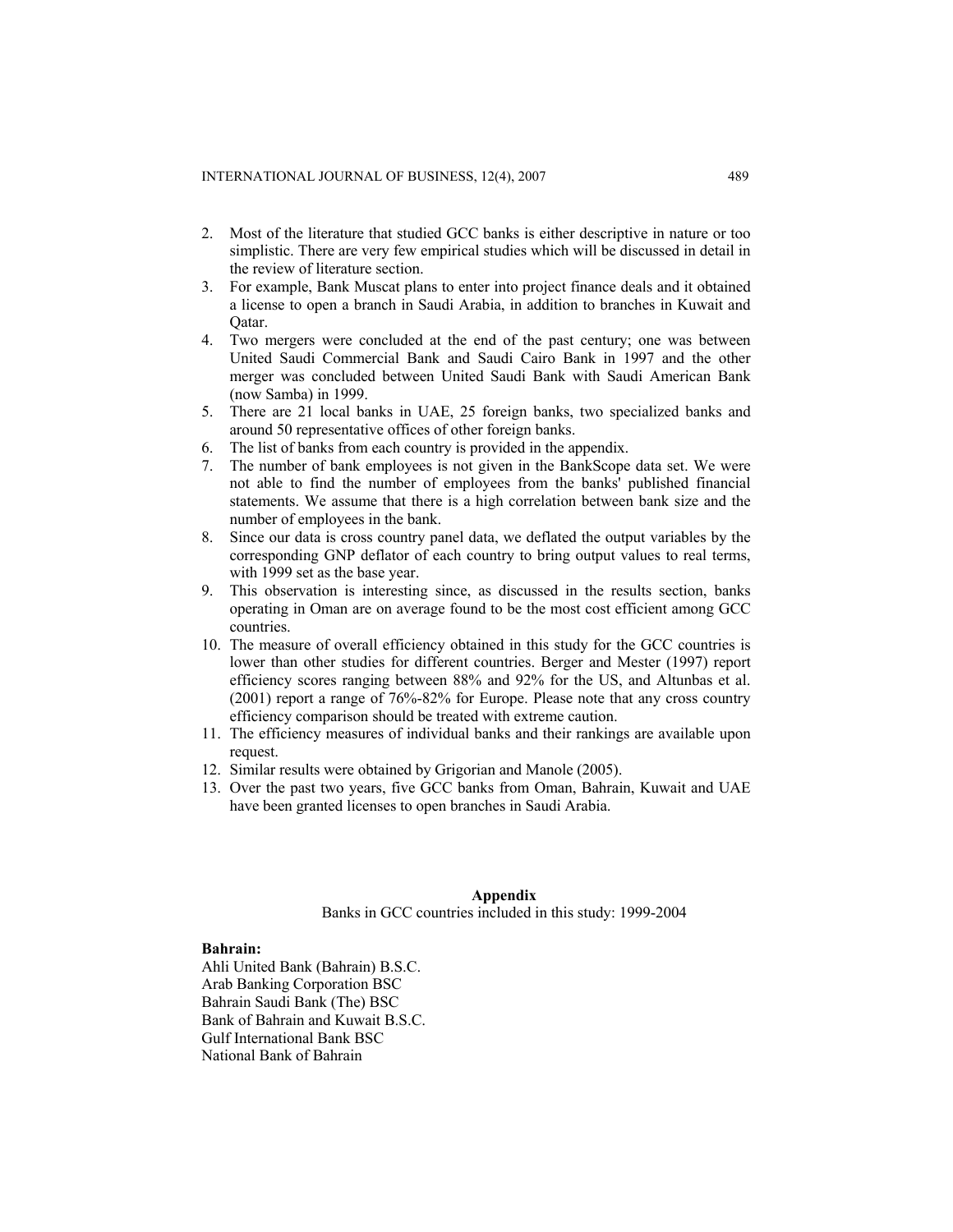2. Most of the literature that studied GCC banks is either descriptive in nature or too simplistic. There are very few empirical studies which will be discussed in detail in the review of literature section.
3. For example, Bank Muscat plans to enter into project finance deals and it obtained a license to open a branch in Saudi Arabia, in addition to branches in Kuwait and Qatar.
4. Two mergers were concluded at the end of the past century; one was between United Saudi Commercial Bank and Saudi Cairo Bank in 1997 and the other merger was concluded between United Saudi Bank with Saudi American Bank (now Samba) in 1999.
5. There are 21 local banks in UAE, 25 foreign banks, two specialized banks and around 50 representative offices of other foreign banks.
6. The list of banks from each country is provided in the appendix.
7. The number of bank employees is not given in the BankScope data set. We were not able to find the number of employees from the banks' published financial statements. We assume that there is a high correlation between bank size and the number of employees in the bank.
8. Since our data is cross country panel data, we deflated the output variables by the corresponding GNP deflator of each country to bring output values to real terms, with 1999 set as the base year.
9. This observation is interesting since, as discussed in the results section, banks operating in Oman are on average found to be the most cost efficient among GCC countries.
10. The measure of overall efficiency obtained in this study for the GCC countries is lower than other studies for different countries. Berger and Mester (1997) report efficiency scores ranging between 88% and 92% for the US, and Altunbas et al. (2001) report a range of 76%-82% for Europe. Please note that any cross country efficiency comparison should be treated with extreme caution.
11. The efficiency measures of individual banks and their rankings are available upon request.
12. Similar results were obtained by Grigorian and Manole (2005).
13. Over the past two years, five GCC banks from Oman, Bahrain, Kuwait and UAE have been granted licenses to open branches in Saudi Arabia.

## Appendix

Banks in GCC countries included in this study: 1999-2004

**Bahrain:**

Ahli United Bank (Bahrain) B.S.C.
Arab Banking Corporation BSC
Bahrain Saudi Bank (The) BSC
Bank of Bahrain and Kuwait B.S.C.
Gulf International Bank BSC
National Bank of Bahrain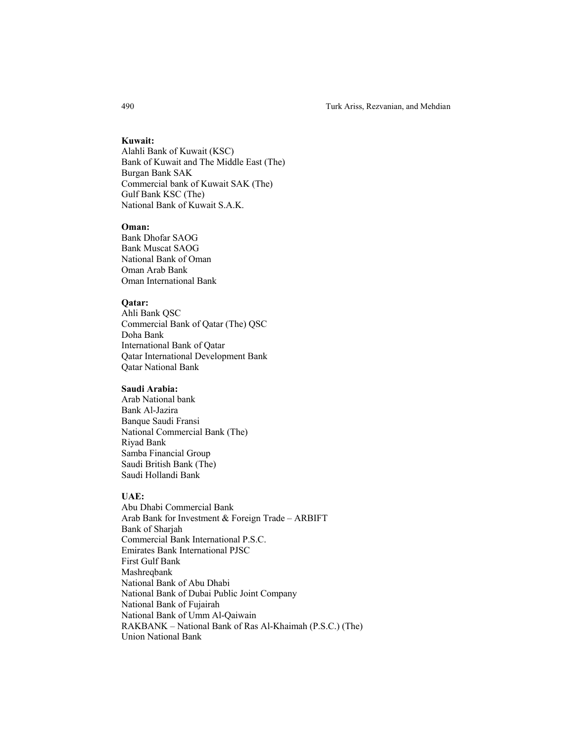**Kuwait:**
Alahli Bank of Kuwait (KSC)
Bank of Kuwait and The Middle East (The)
Burgan Bank SAK
Commercial bank of Kuwait SAK (The)
Gulf Bank KSC (The)
National Bank of Kuwait S.A.K.

**Oman:**
Bank Dhofar SAOG
Bank Muscat SAOG
National Bank of Oman
Oman Arab Bank
Oman International Bank

**Qatar:**
Ahli Bank QSC
Commercial Bank of Qatar (The) QSC
Doha Bank
International Bank of Qatar
Qatar International Development Bank
Qatar National Bank

**Saudi Arabia:**
Arab National bank
Bank Al-Jazira
Banque Saudi Fransi
National Commercial Bank (The)
Riyad Bank
Samba Financial Group
Saudi British Bank (The)
Saudi Hollandi Bank

**UAE:**
Abu Dhabi Commercial Bank
Arab Bank for Investment & Foreign Trade – ARBIFT
Bank of Sharjah
Commercial Bank International P.S.C.
Emirates Bank International PJSC
First Gulf Bank
Mashreqbank
National Bank of Abu Dhabi
National Bank of Dubai Public Joint Company
National Bank of Fujairah
National Bank of Umm Al-Qaiwain
RAKBANK – National Bank of Ras Al-Khaimah (P.S.C.) (The)
Union National Bank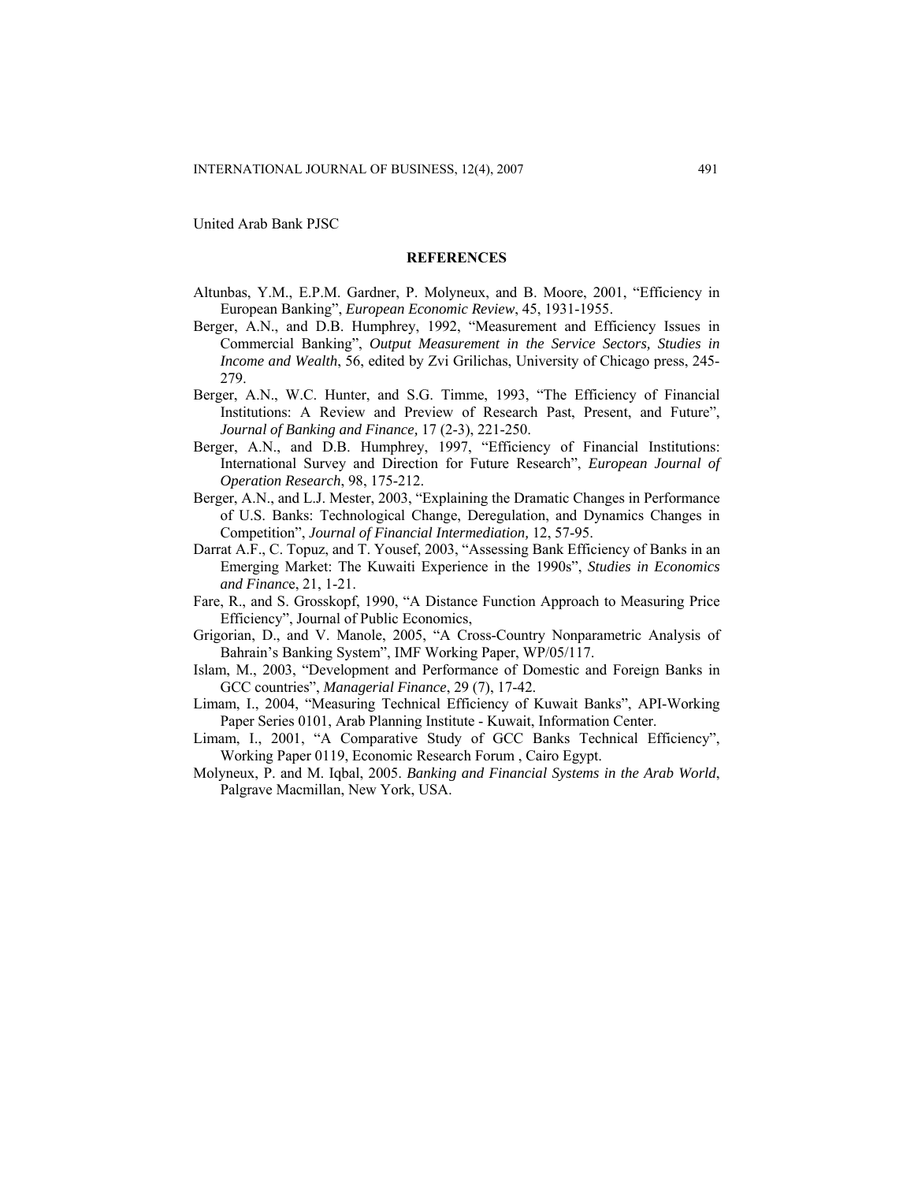United Arab Bank PJSC

## REFERENCES

Altunbas, Y.M., E.P.M. Gardner, P. Molyneux, and B. Moore, 2001, "Efficiency in European Banking", *European Economic Review*, 45, 1931-1955.

Berger, A.N., and D.B. Humphrey, 1992, "Measurement and Efficiency Issues in Commercial Banking", *Output Measurement in the Service Sectors, Studies in Income and Wealth*, 56, edited by Zvi Grilichas, University of Chicago press, 245-279.

Berger, A.N., W.C. Hunter, and S.G. Timme, 1993, "The Efficiency of Financial Institutions: A Review and Preview of Research Past, Present, and Future", *Journal of Banking and Finance,* 17 (2-3), 221-250.

Berger, A.N., and D.B. Humphrey, 1997, "Efficiency of Financial Institutions: International Survey and Direction for Future Research", *European Journal of Operation Research*, 98, 175-212.

Berger, A.N., and L.J. Mester, 2003, "Explaining the Dramatic Changes in Performance of U.S. Banks: Technological Change, Deregulation, and Dynamics Changes in Competition", *Journal of Financial Intermediation,* 12, 57-95.

Darrat A.F., C. Topuz, and T. Yousef, 2003, "Assessing Bank Efficiency of Banks in an Emerging Market: The Kuwaiti Experience in the 1990s", *Studies in Economics and Finance*, 21, 1-21.

Fare, R., and S. Grosskopf, 1990, "A Distance Function Approach to Measuring Price Efficiency", Journal of Public Economics,

Grigorian, D., and V. Manole, 2005, "A Cross-Country Nonparametric Analysis of Bahrain's Banking System", IMF Working Paper, WP/05/117.

Islam, M., 2003, "Development and Performance of Domestic and Foreign Banks in GCC countries", *Managerial Finance*, 29 (7), 17-42.

Limam, I., 2004, "Measuring Technical Efficiency of Kuwait Banks", API-Working Paper Series 0101, Arab Planning Institute - Kuwait, Information Center.

Limam, I., 2001, "A Comparative Study of GCC Banks Technical Efficiency", Working Paper 0119, Economic Research Forum , Cairo Egypt.

Molyneux, P. and M. Iqbal, 2005. *Banking and Financial Systems in the Arab World*, Palgrave Macmillan, New York, USA.